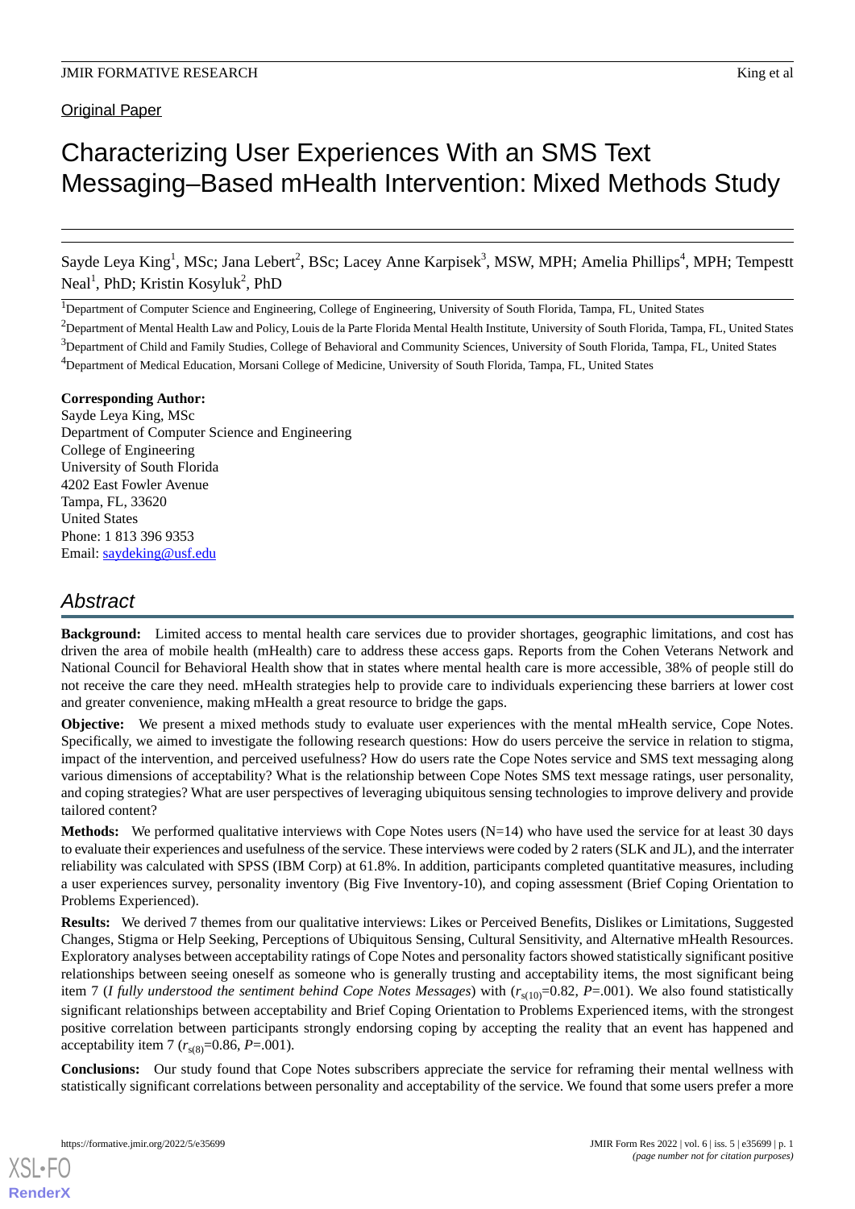Original Paper

# Characterizing User Experiences With an SMS Text Messaging–Based mHealth Intervention: Mixed Methods Study

Sayde Leya King[1], MSc; Jana Lebert[2], BSc; Lacey Anne Karpisek[3], MSW, MPH; Amelia Phillips[4], MPH; Tempestt Neal[1], PhD; Kristin Kosyluk[2], PhD

[1]Department of Computer Science and Engineering, College of Engineering, University of South Florida, Tampa, FL, United States

[2]Department of Mental Health Law and Policy, Louis de la Parte Florida Mental Health Institute, University of South Florida, Tampa, FL, United States

[3]Department of Child and Family Studies, College of Behavioral and Community Sciences, University of South Florida, Tampa, FL, United States

[4]Department of Medical Education, Morsani College of Medicine, University of South Florida, Tampa, FL, United States

**Corresponding Author:**
Sayde Leya King, MSc
Department of Computer Science and Engineering
College of Engineering
University of South Florida
4202 East Fowler Avenue
Tampa, FL, 33620
United States
Phone: 1 813 396 9353
Email: saydeking@usf.edu

## Abstract

**Background:** Limited access to mental health care services due to provider shortages, geographic limitations, and cost has driven the area of mobile health (mHealth) care to address these access gaps. Reports from the Cohen Veterans Network and National Council for Behavioral Health show that in states where mental health care is more accessible, 38% of people still do not receive the care they need. mHealth strategies help to provide care to individuals experiencing these barriers at lower cost and greater convenience, making mHealth a great resource to bridge the gaps.

**Objective:** We present a mixed methods study to evaluate user experiences with the mental mHealth service, Cope Notes. Specifically, we aimed to investigate the following research questions: How do users perceive the service in relation to stigma, impact of the intervention, and perceived usefulness? How do users rate the Cope Notes service and SMS text messaging along various dimensions of acceptability? What is the relationship between Cope Notes SMS text message ratings, user personality, and coping strategies? What are user perspectives of leveraging ubiquitous sensing technologies to improve delivery and provide tailored content?

**Methods:** We performed qualitative interviews with Cope Notes users (N=14) who have used the service for at least 30 days to evaluate their experiences and usefulness of the service. These interviews were coded by 2 raters (SLK and JL), and the interrater reliability was calculated with SPSS (IBM Corp) at 61.8%. In addition, participants completed quantitative measures, including a user experiences survey, personality inventory (Big Five Inventory-10), and coping assessment (Brief Coping Orientation to Problems Experienced).

**Results:** We derived 7 themes from our qualitative interviews: Likes or Perceived Benefits, Dislikes or Limitations, Suggested Changes, Stigma or Help Seeking, Perceptions of Ubiquitous Sensing, Cultural Sensitivity, and Alternative mHealth Resources. Exploratory analyses between acceptability ratings of Cope Notes and personality factors showed statistically significant positive relationships between seeing oneself as someone who is generally trusting and acceptability items, the most significant being item 7 (*I fully understood the sentiment behind Cope Notes Messages*) with ($r_{s(10)}$=0.82, *P*=.001). We also found statistically significant relationships between acceptability and Brief Coping Orientation to Problems Experienced items, with the strongest positive correlation between participants strongly endorsing coping by accepting the reality that an event has happened and acceptability item 7 ($r_{s(8)}$=0.86, *P*=.001).

**Conclusions:** Our study found that Cope Notes subscribers appreciate the service for reframing their mental wellness with statistically significant correlations between personality and acceptability of the service. We found that some users prefer a more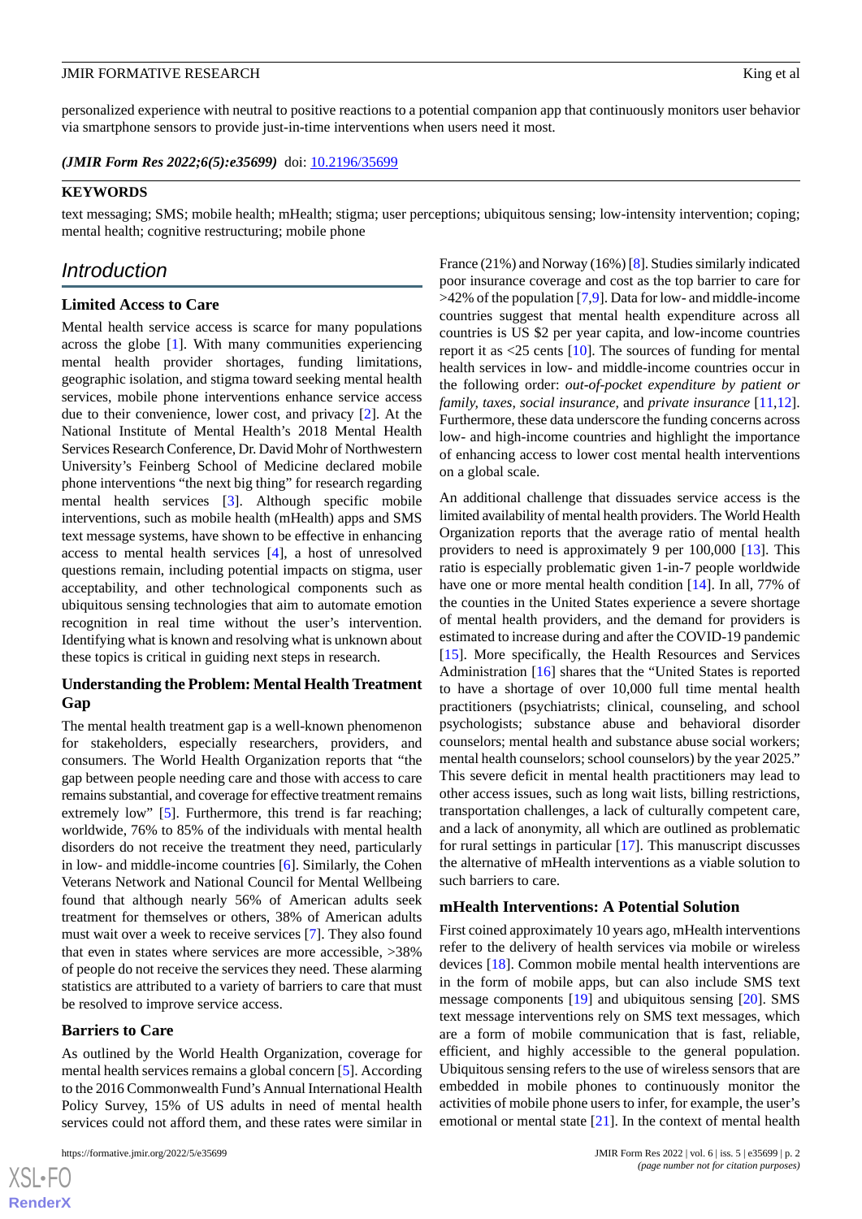personalized experience with neutral to positive reactions to a potential companion app that continuously monitors user behavior via smartphone sensors to provide just-in-time interventions when users need it most.

***(JMIR Form Res 2022;6(5):e35699)*** doi: 10.2196/35699

**KEYWORDS**

text messaging; SMS; mobile health; mHealth; stigma; user perceptions; ubiquitous sensing; low-intensity intervention; coping; mental health; cognitive restructuring; mobile phone

## Introduction

### Limited Access to Care

Mental health service access is scarce for many populations across the globe [1]. With many communities experiencing mental health provider shortages, funding limitations, geographic isolation, and stigma toward seeking mental health services, mobile phone interventions enhance service access due to their convenience, lower cost, and privacy [2]. At the National Institute of Mental Health's 2018 Mental Health Services Research Conference, Dr. David Mohr of Northwestern University's Feinberg School of Medicine declared mobile phone interventions "the next big thing" for research regarding mental health services [3]. Although specific mobile interventions, such as mobile health (mHealth) apps and SMS text message systems, have shown to be effective in enhancing access to mental health services [4], a host of unresolved questions remain, including potential impacts on stigma, user acceptability, and other technological components such as ubiquitous sensing technologies that aim to automate emotion recognition in real time without the user's intervention. Identifying what is known and resolving what is unknown about these topics is critical in guiding next steps in research.

### Understanding the Problem: Mental Health Treatment Gap

The mental health treatment gap is a well-known phenomenon for stakeholders, especially researchers, providers, and consumers. The World Health Organization reports that "the gap between people needing care and those with access to care remains substantial, and coverage for effective treatment remains extremely low" [5]. Furthermore, this trend is far reaching; worldwide, 76% to 85% of the individuals with mental health disorders do not receive the treatment they need, particularly in low- and middle-income countries [6]. Similarly, the Cohen Veterans Network and National Council for Mental Wellbeing found that although nearly 56% of American adults seek treatment for themselves or others, 38% of American adults must wait over a week to receive services [7]. They also found that even in states where services are more accessible, >38% of people do not receive the services they need. These alarming statistics are attributed to a variety of barriers to care that must be resolved to improve service access.

### Barriers to Care

As outlined by the World Health Organization, coverage for mental health services remains a global concern [5]. According to the 2016 Commonwealth Fund's Annual International Health Policy Survey, 15% of US adults in need of mental health services could not afford them, and these rates were similar in France (21%) and Norway (16%) [8]. Studies similarly indicated poor insurance coverage and cost as the top barrier to care for >42% of the population [7,9]. Data for low- and middle-income countries suggest that mental health expenditure across all countries is US $2 per year capita, and low-income countries report it as <25 cents [10]. The sources of funding for mental health services in low- and middle-income countries occur in the following order: *out-of-pocket expenditure by patient or family, taxes, social insurance,* and *private insurance* [11,12]. Furthermore, these data underscore the funding concerns across low- and high-income countries and highlight the importance of enhancing access to lower cost mental health interventions on a global scale.

An additional challenge that dissuades service access is the limited availability of mental health providers. The World Health Organization reports that the average ratio of mental health providers to need is approximately 9 per 100,000 [13]. This ratio is especially problematic given 1-in-7 people worldwide have one or more mental health condition [14]. In all, 77% of the counties in the United States experience a severe shortage of mental health providers, and the demand for providers is estimated to increase during and after the COVID-19 pandemic [15]. More specifically, the Health Resources and Services Administration [16] shares that the "United States is reported to have a shortage of over 10,000 full time mental health practitioners (psychiatrists; clinical, counseling, and school psychologists; substance abuse and behavioral disorder counselors; mental health and substance abuse social workers; mental health counselors; school counselors) by the year 2025." This severe deficit in mental health practitioners may lead to other access issues, such as long wait lists, billing restrictions, transportation challenges, a lack of culturally competent care, and a lack of anonymity, all which are outlined as problematic for rural settings in particular [17]. This manuscript discusses the alternative of mHealth interventions as a viable solution to such barriers to care.

### mHealth Interventions: A Potential Solution

First coined approximately 10 years ago, mHealth interventions refer to the delivery of health services via mobile or wireless devices [18]. Common mobile mental health interventions are in the form of mobile apps, but can also include SMS text message components [19] and ubiquitous sensing [20]. SMS text message interventions rely on SMS text messages, which are a form of mobile communication that is fast, reliable, efficient, and highly accessible to the general population. Ubiquitous sensing refers to the use of wireless sensors that are embedded in mobile phones to continuously monitor the activities of mobile phone users to infer, for example, the user's emotional or mental state [21]. In the context of mental health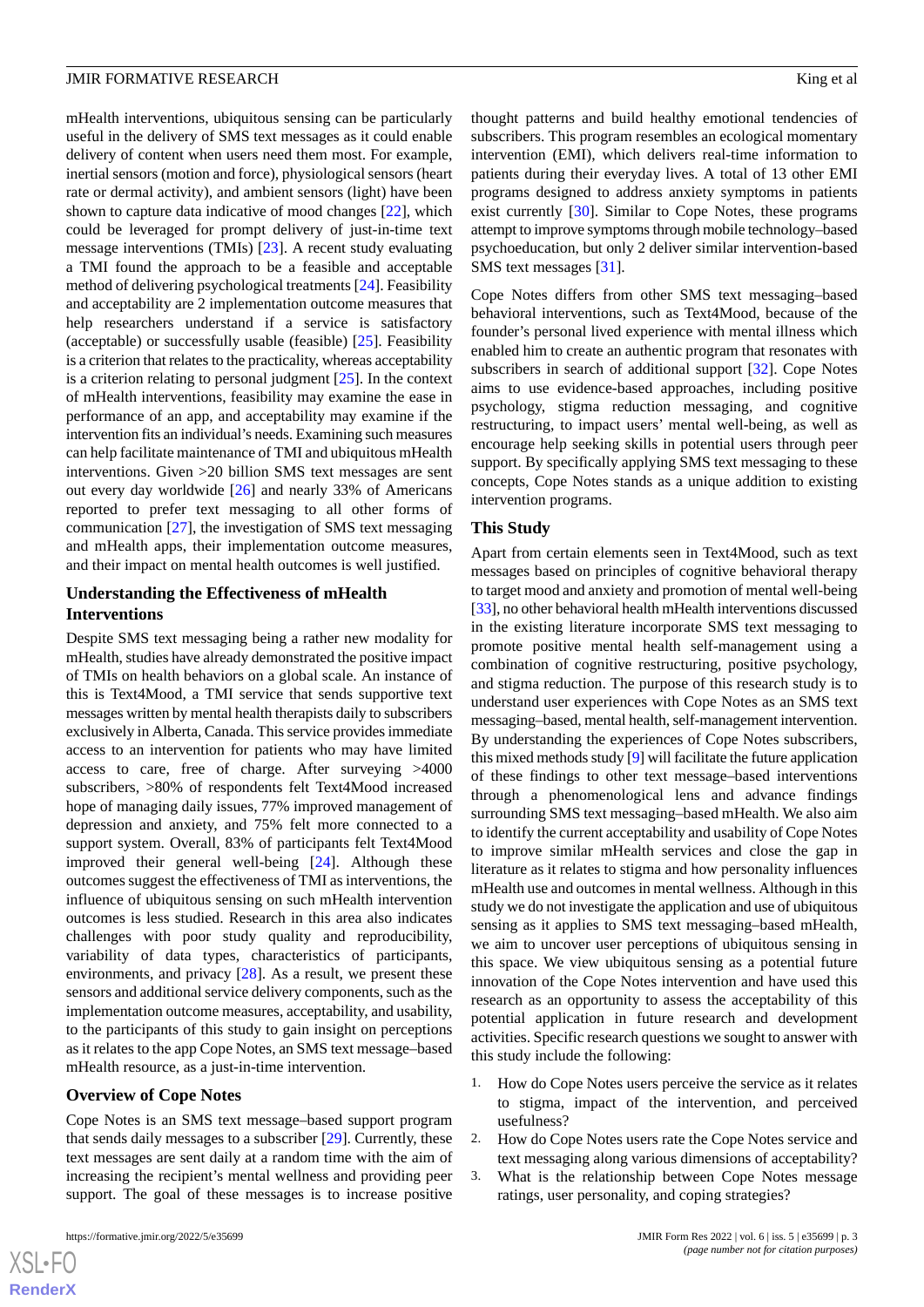mHealth interventions, ubiquitous sensing can be particularly useful in the delivery of SMS text messages as it could enable delivery of content when users need them most. For example, inertial sensors (motion and force), physiological sensors (heart rate or dermal activity), and ambient sensors (light) have been shown to capture data indicative of mood changes [22], which could be leveraged for prompt delivery of just-in-time text message interventions (TMIs) [23]. A recent study evaluating a TMI found the approach to be a feasible and acceptable method of delivering psychological treatments [24]. Feasibility and acceptability are 2 implementation outcome measures that help researchers understand if a service is satisfactory (acceptable) or successfully usable (feasible) [25]. Feasibility is a criterion that relates to the practicality, whereas acceptability is a criterion relating to personal judgment [25]. In the context of mHealth interventions, feasibility may examine the ease in performance of an app, and acceptability may examine if the intervention fits an individual's needs. Examining such measures can help facilitate maintenance of TMI and ubiquitous mHealth interventions. Given >20 billion SMS text messages are sent out every day worldwide [26] and nearly 33% of Americans reported to prefer text messaging to all other forms of communication [27], the investigation of SMS text messaging and mHealth apps, their implementation outcome measures, and their impact on mental health outcomes is well justified.

## Understanding the Effectiveness of mHealth Interventions

Despite SMS text messaging being a rather new modality for mHealth, studies have already demonstrated the positive impact of TMIs on health behaviors on a global scale. An instance of this is Text4Mood, a TMI service that sends supportive text messages written by mental health therapists daily to subscribers exclusively in Alberta, Canada. This service provides immediate access to an intervention for patients who may have limited access to care, free of charge. After surveying >4000 subscribers, >80% of respondents felt Text4Mood increased hope of managing daily issues, 77% improved management of depression and anxiety, and 75% felt more connected to a support system. Overall, 83% of participants felt Text4Mood improved their general well-being [24]. Although these outcomes suggest the effectiveness of TMI as interventions, the influence of ubiquitous sensing on such mHealth intervention outcomes is less studied. Research in this area also indicates challenges with poor study quality and reproducibility, variability of data types, characteristics of participants, environments, and privacy [28]. As a result, we present these sensors and additional service delivery components, such as the implementation outcome measures, acceptability, and usability, to the participants of this study to gain insight on perceptions as it relates to the app Cope Notes, an SMS text message–based mHealth resource, as a just-in-time intervention.

## Overview of Cope Notes

Cope Notes is an SMS text message–based support program that sends daily messages to a subscriber [29]. Currently, these text messages are sent daily at a random time with the aim of increasing the recipient's mental wellness and providing peer support. The goal of these messages is to increase positive thought patterns and build healthy emotional tendencies of subscribers. This program resembles an ecological momentary intervention (EMI), which delivers real-time information to patients during their everyday lives. A total of 13 other EMI programs designed to address anxiety symptoms in patients exist currently [30]. Similar to Cope Notes, these programs attempt to improve symptoms through mobile technology–based psychoeducation, but only 2 deliver similar intervention-based SMS text messages [31].

Cope Notes differs from other SMS text messaging–based behavioral interventions, such as Text4Mood, because of the founder's personal lived experience with mental illness which enabled him to create an authentic program that resonates with subscribers in search of additional support [32]. Cope Notes aims to use evidence-based approaches, including positive psychology, stigma reduction messaging, and cognitive restructuring, to impact users' mental well-being, as well as encourage help seeking skills in potential users through peer support. By specifically applying SMS text messaging to these concepts, Cope Notes stands as a unique addition to existing intervention programs.

## This Study

Apart from certain elements seen in Text4Mood, such as text messages based on principles of cognitive behavioral therapy to target mood and anxiety and promotion of mental well-being [33], no other behavioral health mHealth interventions discussed in the existing literature incorporate SMS text messaging to promote positive mental health self-management using a combination of cognitive restructuring, positive psychology, and stigma reduction. The purpose of this research study is to understand user experiences with Cope Notes as an SMS text messaging–based, mental health, self-management intervention. By understanding the experiences of Cope Notes subscribers, this mixed methods study [9] will facilitate the future application of these findings to other text message–based interventions through a phenomenological lens and advance findings surrounding SMS text messaging–based mHealth. We also aim to identify the current acceptability and usability of Cope Notes to improve similar mHealth services and close the gap in literature as it relates to stigma and how personality influences mHealth use and outcomes in mental wellness. Although in this study we do not investigate the application and use of ubiquitous sensing as it applies to SMS text messaging–based mHealth, we aim to uncover user perceptions of ubiquitous sensing in this space. We view ubiquitous sensing as a potential future innovation of the Cope Notes intervention and have used this research as an opportunity to assess the acceptability of this potential application in future research and development activities. Specific research questions we sought to answer with this study include the following:

1. How do Cope Notes users perceive the service as it relates to stigma, impact of the intervention, and perceived usefulness?
2. How do Cope Notes users rate the Cope Notes service and text messaging along various dimensions of acceptability?
3. What is the relationship between Cope Notes message ratings, user personality, and coping strategies?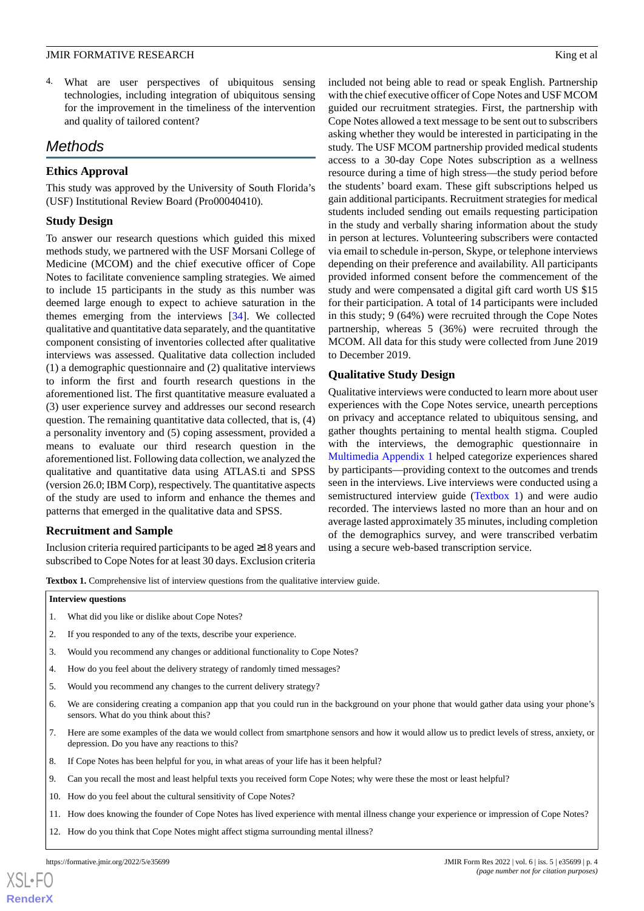4. What are user perspectives of ubiquitous sensing technologies, including integration of ubiquitous sensing for the improvement in the timeliness of the intervention and quality of tailored content?

## Methods

### Ethics Approval

This study was approved by the University of South Florida's (USF) Institutional Review Board (Pro00040410).

### Study Design

To answer our research questions which guided this mixed methods study, we partnered with the USF Morsani College of Medicine (MCOM) and the chief executive officer of Cope Notes to facilitate convenience sampling strategies. We aimed to include 15 participants in the study as this number was deemed large enough to expect to achieve saturation in the themes emerging from the interviews [34]. We collected qualitative and quantitative data separately, and the quantitative component consisting of inventories collected after qualitative interviews was assessed. Qualitative data collection included (1) a demographic questionnaire and (2) qualitative interviews to inform the first and fourth research questions in the aforementioned list. The first quantitative measure evaluated a (3) user experience survey and addresses our second research question. The remaining quantitative data collected, that is, (4) a personality inventory and (5) coping assessment, provided a means to evaluate our third research question in the aforementioned list. Following data collection, we analyzed the qualitative and quantitative data using ATLAS.ti and SPSS (version 26.0; IBM Corp), respectively. The quantitative aspects of the study are used to inform and enhance the themes and patterns that emerged in the qualitative data and SPSS.

### Recruitment and Sample

Inclusion criteria required participants to be aged ≥18 years and subscribed to Cope Notes for at least 30 days. Exclusion criteria included not being able to read or speak English. Partnership with the chief executive officer of Cope Notes and USF MCOM guided our recruitment strategies. First, the partnership with Cope Notes allowed a text message to be sent out to subscribers asking whether they would be interested in participating in the study. The USF MCOM partnership provided medical students access to a 30-day Cope Notes subscription as a wellness resource during a time of high stress—the study period before the students' board exam. These gift subscriptions helped us gain additional participants. Recruitment strategies for medical students included sending out emails requesting participation in the study and verbally sharing information about the study in person at lectures. Volunteering subscribers were contacted via email to schedule in-person, Skype, or telephone interviews depending on their preference and availability. All participants provided informed consent before the commencement of the study and were compensated a digital gift card worth US $15 for their participation. A total of 14 participants were included in this study; 9 (64%) were recruited through the Cope Notes partnership, whereas 5 (36%) were recruited through the MCOM. All data for this study were collected from June 2019 to December 2019.

### Qualitative Study Design

Qualitative interviews were conducted to learn more about user experiences with the Cope Notes service, unearth perceptions on privacy and acceptance related to ubiquitous sensing, and gather thoughts pertaining to mental health stigma. Coupled with the interviews, the demographic questionnaire in Multimedia Appendix 1 helped categorize experiences shared by participants—providing context to the outcomes and trends seen in the interviews. Live interviews were conducted using a semistructured interview guide (Textbox 1) and were audio recorded. The interviews lasted no more than an hour and on average lasted approximately 35 minutes, including completion of the demographics survey, and were transcribed verbatim using a secure web-based transcription service.

**Textbox 1.** Comprehensive list of interview questions from the qualitative interview guide.

**Interview questions**

1. What did you like or dislike about Cope Notes?
2. If you responded to any of the texts, describe your experience.
3. Would you recommend any changes or additional functionality to Cope Notes?
4. How do you feel about the delivery strategy of randomly timed messages?
5. Would you recommend any changes to the current delivery strategy?
6. We are considering creating a companion app that you could run in the background on your phone that would gather data using your phone's sensors. What do you think about this?
7. Here are some examples of the data we would collect from smartphone sensors and how it would allow us to predict levels of stress, anxiety, or depression. Do you have any reactions to this?
8. If Cope Notes has been helpful for you, in what areas of your life has it been helpful?
9. Can you recall the most and least helpful texts you received form Cope Notes; why were these the most or least helpful?
10. How do you feel about the cultural sensitivity of Cope Notes?
11. How does knowing the founder of Cope Notes has lived experience with mental illness change your experience or impression of Cope Notes?
12. How do you think that Cope Notes might affect stigma surrounding mental illness?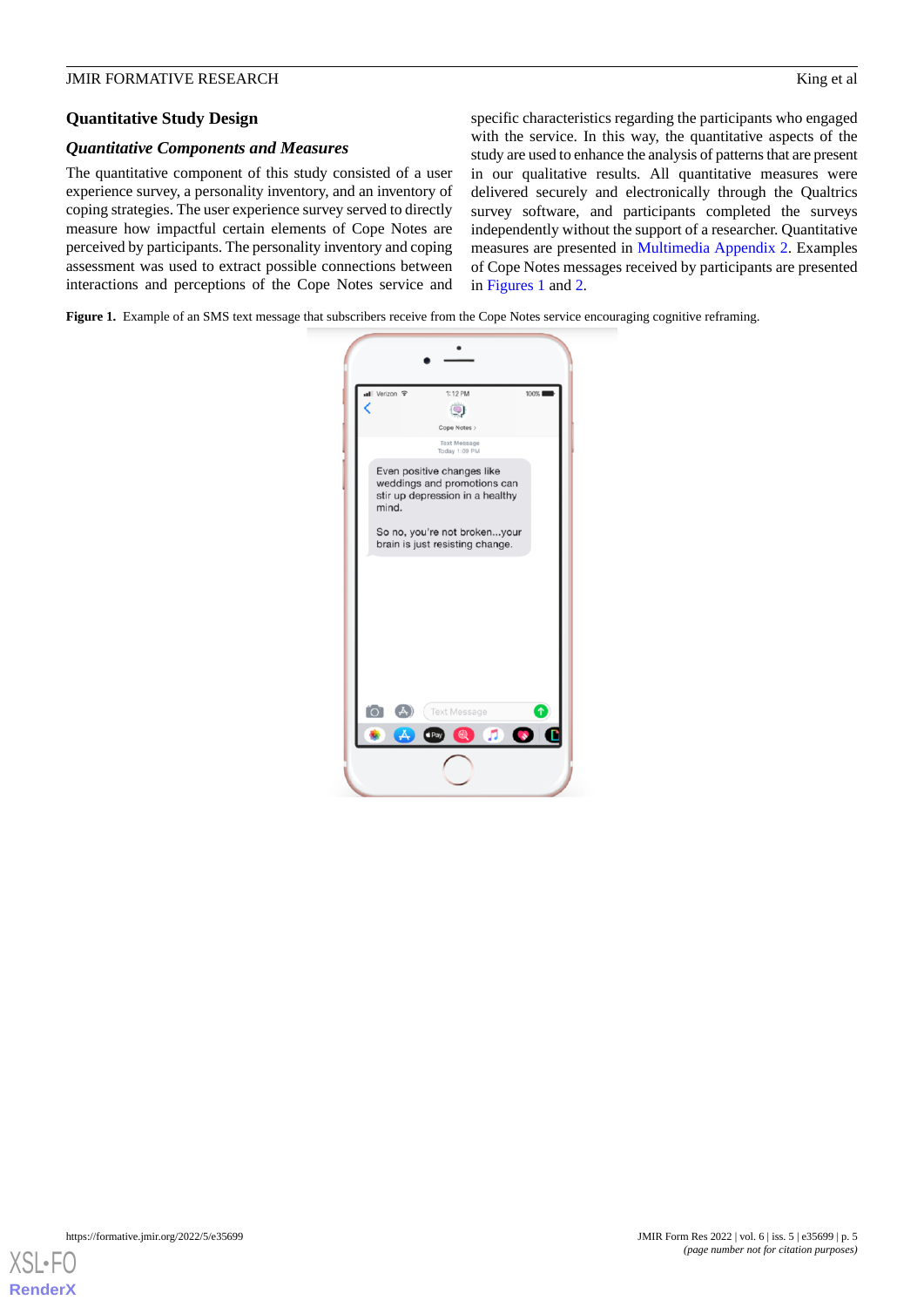## Quantitative Study Design

### *Quantitative Components and Measures*

The quantitative component of this study consisted of a user experience survey, a personality inventory, and an inventory of coping strategies. The user experience survey served to directly measure how impactful certain elements of Cope Notes are perceived by participants. The personality inventory and coping assessment was used to extract possible connections between interactions and perceptions of the Cope Notes service and specific characteristics regarding the participants who engaged with the service. In this way, the quantitative aspects of the study are used to enhance the analysis of patterns that are present in our qualitative results. All quantitative measures were delivered securely and electronically through the Qualtrics survey software, and participants completed the surveys independently without the support of a researcher. Quantitative measures are presented in Multimedia Appendix 2. Examples of Cope Notes messages received by participants are presented in Figures 1 and 2.

**Figure 1.** Example of an SMS text message that subscribers receive from the Cope Notes service encouraging cognitive reframing.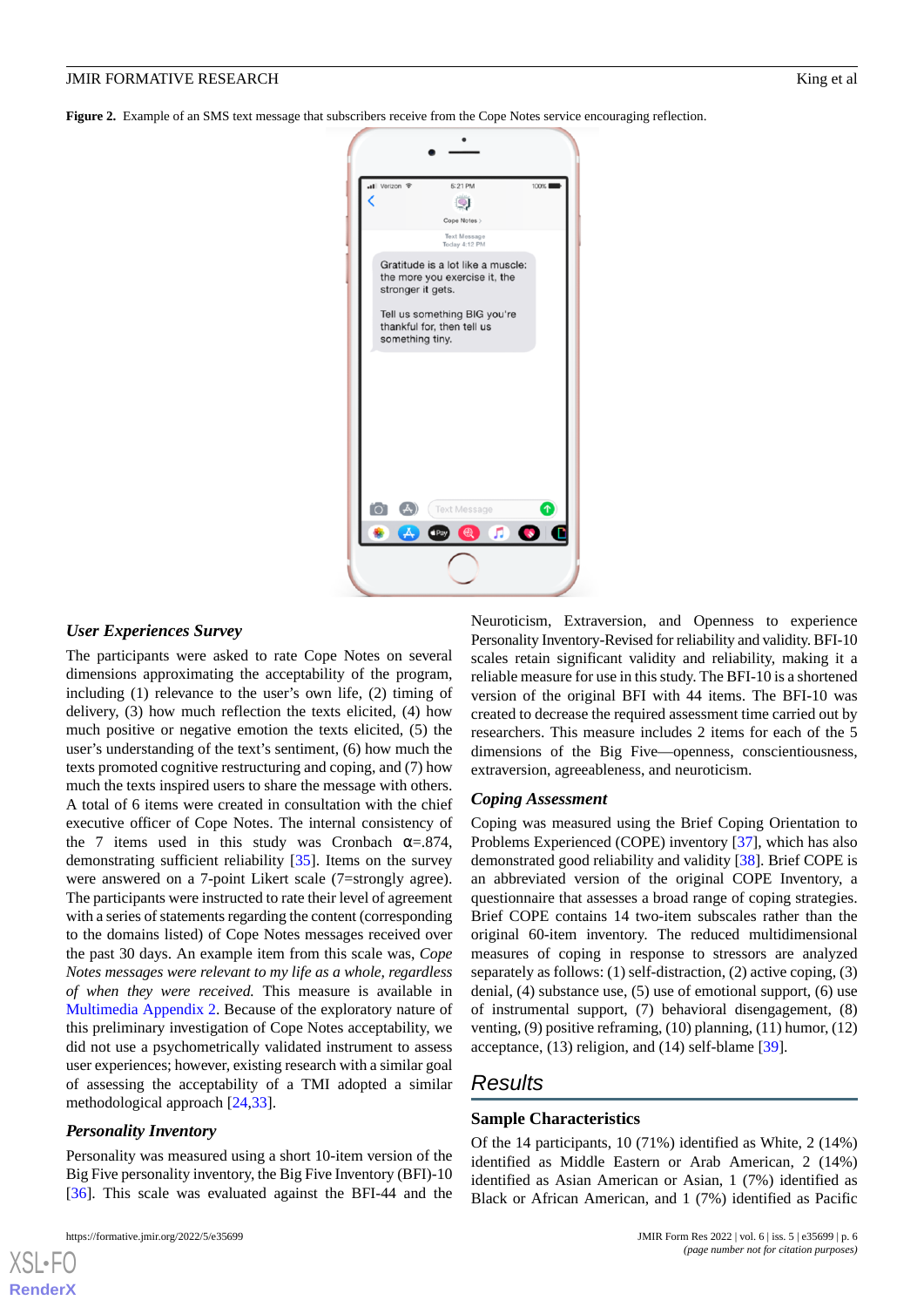**Figure 2.** Example of an SMS text message that subscribers receive from the Cope Notes service encouraging reflection.

### *User Experiences Survey*

The participants were asked to rate Cope Notes on several dimensions approximating the acceptability of the program, including (1) relevance to the user's own life, (2) timing of delivery, (3) how much reflection the texts elicited, (4) how much positive or negative emotion the texts elicited, (5) the user's understanding of the text's sentiment, (6) how much the texts promoted cognitive restructuring and coping, and (7) how much the texts inspired users to share the message with others. A total of 6 items were created in consultation with the chief executive officer of Cope Notes. The internal consistency of the 7 items used in this study was Cronbach α=.874, demonstrating sufficient reliability [35]. Items on the survey were answered on a 7-point Likert scale (7=strongly agree). The participants were instructed to rate their level of agreement with a series of statements regarding the content (corresponding to the domains listed) of Cope Notes messages received over the past 30 days. An example item from this scale was, *Cope Notes messages were relevant to my life as a whole, regardless of when they were received.* This measure is available in Multimedia Appendix 2. Because of the exploratory nature of this preliminary investigation of Cope Notes acceptability, we did not use a psychometrically validated instrument to assess user experiences; however, existing research with a similar goal of assessing the acceptability of a TMI adopted a similar methodological approach [24,33].

### *Personality Inventory*

Personality was measured using a short 10-item version of the Big Five personality inventory, the Big Five Inventory (BFI)-10 [36]. This scale was evaluated against the BFI-44 and the Neuroticism, Extraversion, and Openness to experience Personality Inventory-Revised for reliability and validity. BFI-10 scales retain significant validity and reliability, making it a reliable measure for use in this study. The BFI-10 is a shortened version of the original BFI with 44 items. The BFI-10 was created to decrease the required assessment time carried out by researchers. This measure includes 2 items for each of the 5 dimensions of the Big Five—openness, conscientiousness, extraversion, agreeableness, and neuroticism.

### *Coping Assessment*

Coping was measured using the Brief Coping Orientation to Problems Experienced (COPE) inventory [37], which has also demonstrated good reliability and validity [38]. Brief COPE is an abbreviated version of the original COPE Inventory, a questionnaire that assesses a broad range of coping strategies. Brief COPE contains 14 two-item subscales rather than the original 60-item inventory. The reduced multidimensional measures of coping in response to stressors are analyzed separately as follows: (1) self-distraction, (2) active coping, (3) denial, (4) substance use, (5) use of emotional support, (6) use of instrumental support, (7) behavioral disengagement, (8) venting, (9) positive reframing, (10) planning, (11) humor, (12) acceptance, (13) religion, and (14) self-blame [39].

## Results

### Sample Characteristics

Of the 14 participants, 10 (71%) identified as White, 2 (14%) identified as Middle Eastern or Arab American, 2 (14%) identified as Asian American or Asian, 1 (7%) identified as Black or African American, and 1 (7%) identified as Pacific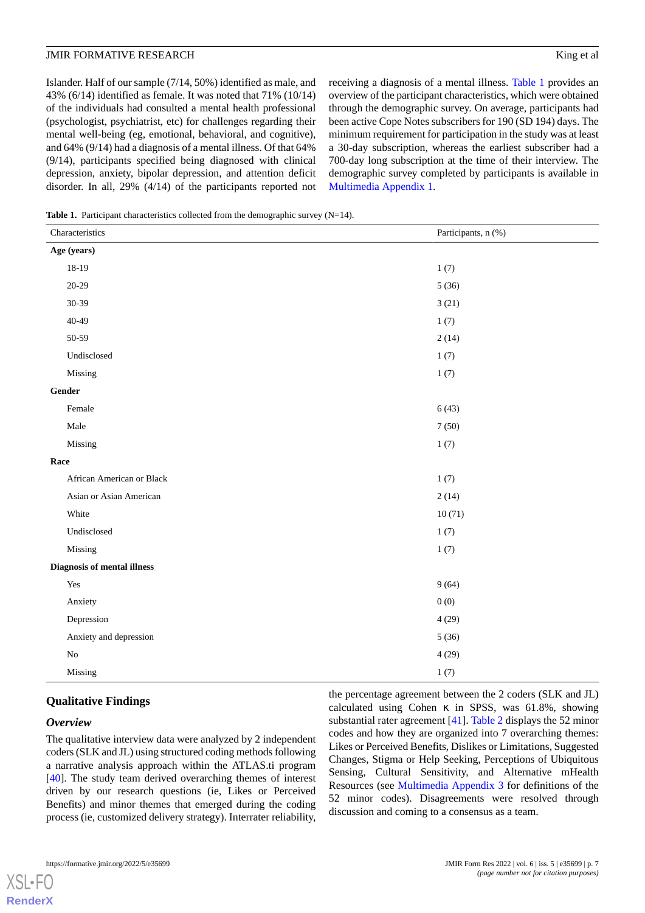Islander. Half of our sample (7/14, 50%) identified as male, and 43% (6/14) identified as female. It was noted that 71% (10/14) of the individuals had consulted a mental health professional (psychologist, psychiatrist, etc) for challenges regarding their mental well-being (eg, emotional, behavioral, and cognitive), and 64% (9/14) had a diagnosis of a mental illness. Of that 64% (9/14), participants specified being diagnosed with clinical depression, anxiety, bipolar depression, and attention deficit disorder. In all, 29% (4/14) of the participants reported not receiving a diagnosis of a mental illness. Table 1 provides an overview of the participant characteristics, which were obtained through the demographic survey. On average, participants had been active Cope Notes subscribers for 190 (SD 194) days. The minimum requirement for participation in the study was at least a 30-day subscription, whereas the earliest subscriber had a 700-day long subscription at the time of their interview. The demographic survey completed by participants is available in Multimedia Appendix 1.

**Table 1.** Participant characteristics collected from the demographic survey (N=14).

| Characteristics | Participants, n (%) |
|---|---|
| **Age (years)** | |
| 18-19 | 1 (7) |
| 20-29 | 5 (36) |
| 30-39 | 3 (21) |
| 40-49 | 1 (7) |
| 50-59 | 2 (14) |
| Undisclosed | 1 (7) |
| Missing | 1 (7) |
| **Gender** | |
| Female | 6 (43) |
| Male | 7 (50) |
| Missing | 1 (7) |
| **Race** | |
| African American or Black | 1 (7) |
| Asian or Asian American | 2 (14) |
| White | 10 (71) |
| Undisclosed | 1 (7) |
| Missing | 1 (7) |
| **Diagnosis of mental illness** | |
| Yes | 9 (64) |
| Anxiety | 0 (0) |
| Depression | 4 (29) |
| Anxiety and depression | 5 (36) |
| No | 4 (29) |
| Missing | 1 (7) |

## Qualitative Findings

### *Overview*

The qualitative interview data were analyzed by 2 independent coders (SLK and JL) using structured coding methods following a narrative analysis approach within the ATLAS.ti program [40]. The study team derived overarching themes of interest driven by our research questions (ie, Likes or Perceived Benefits) and minor themes that emerged during the coding process (ie, customized delivery strategy). Interrater reliability, the percentage agreement between the 2 coders (SLK and JL) calculated using Cohen κ in SPSS, was 61.8%, showing substantial rater agreement [41]. Table 2 displays the 52 minor codes and how they are organized into 7 overarching themes: Likes or Perceived Benefits, Dislikes or Limitations, Suggested Changes, Stigma or Help Seeking, Perceptions of Ubiquitous Sensing, Cultural Sensitivity, and Alternative mHealth Resources (see Multimedia Appendix 3 for definitions of the 52 minor codes). Disagreements were resolved through discussion and coming to a consensus as a team.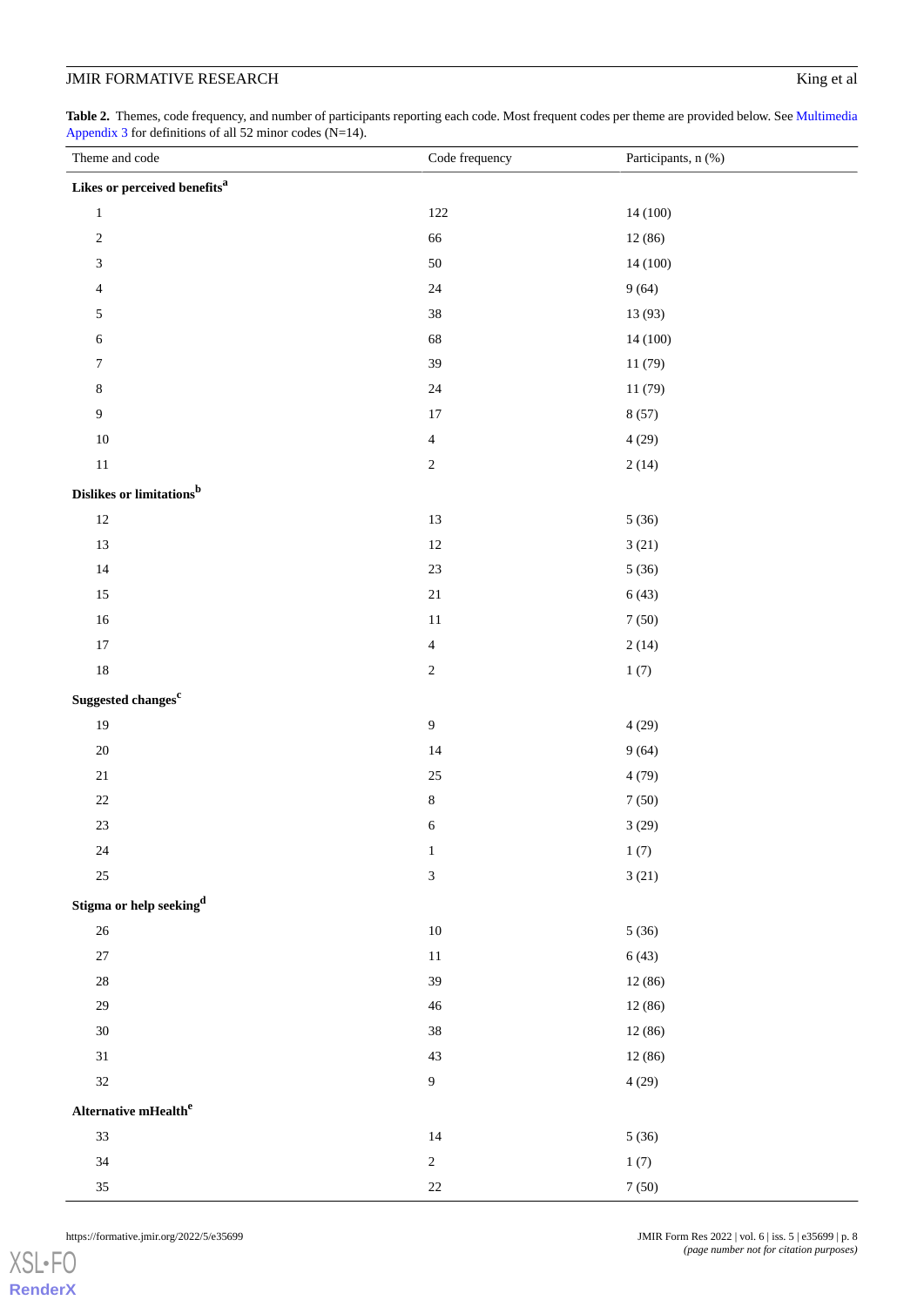**Table 2.** Themes, code frequency, and number of participants reporting each code. Most frequent codes per theme are provided below. See Multimedia Appendix 3 for definitions of all 52 minor codes (N=14).

| Theme and code | Code frequency | Participants, n (%) |
|---|---|---|
| **Likes or perceived benefits**[a] | | |
| 1 | 122 | 14 (100) |
| 2 | 66 | 12 (86) |
| 3 | 50 | 14 (100) |
| 4 | 24 | 9 (64) |
| 5 | 38 | 13 (93) |
| 6 | 68 | 14 (100) |
| 7 | 39 | 11 (79) |
| 8 | 24 | 11 (79) |
| 9 | 17 | 8 (57) |
| 10 | 4 | 4 (29) |
| 11 | 2 | 2 (14) |
| **Dislikes or limitations**[b] | | |
| 12 | 13 | 5 (36) |
| 13 | 12 | 3 (21) |
| 14 | 23 | 5 (36) |
| 15 | 21 | 6 (43) |
| 16 | 11 | 7 (50) |
| 17 | 4 | 2 (14) |
| 18 | 2 | 1 (7) |
| **Suggested changes**[c] | | |
| 19 | 9 | 4 (29) |
| 20 | 14 | 9 (64) |
| 21 | 25 | 4 (79) |
| 22 | 8 | 7 (50) |
| 23 | 6 | 3 (29) |
| 24 | 1 | 1 (7) |
| 25 | 3 | 3 (21) |
| **Stigma or help seeking**[d] | | |
| 26 | 10 | 5 (36) |
| 27 | 11 | 6 (43) |
| 28 | 39 | 12 (86) |
| 29 | 46 | 12 (86) |
| 30 | 38 | 12 (86) |
| 31 | 43 | 12 (86) |
| 32 | 9 | 4 (29) |
| **Alternative mHealth**[e] | | |
| 33 | 14 | 5 (36) |
| 34 | 2 | 1 (7) |
| 35 | 22 | 7 (50) |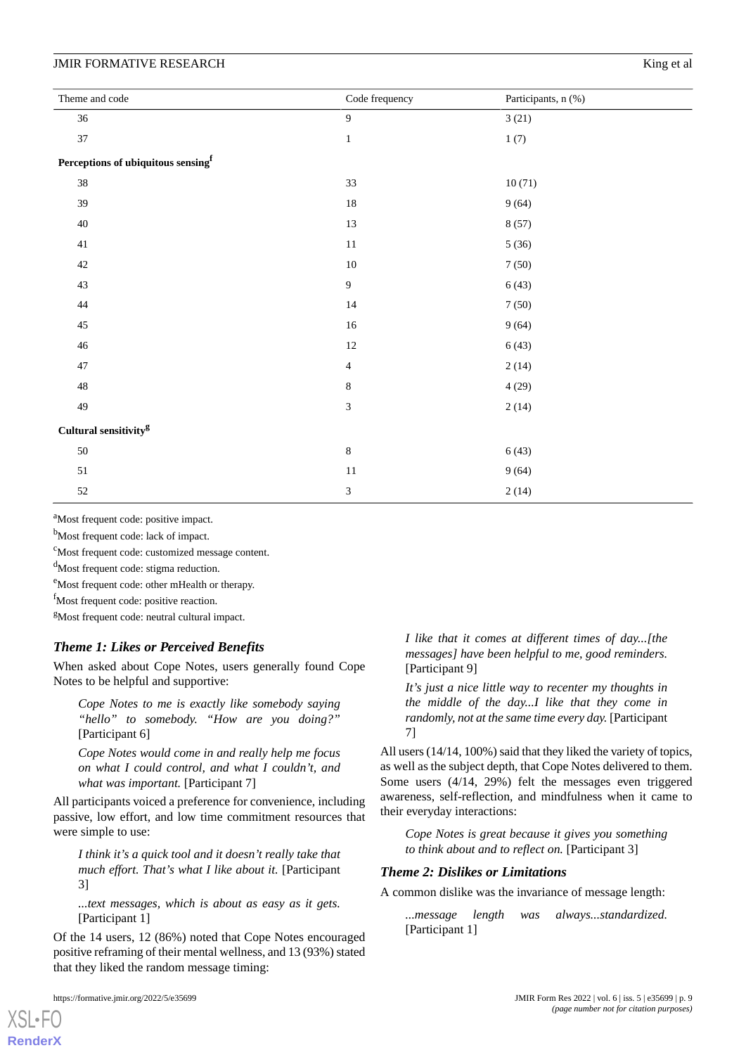| Theme and code | Code frequency | Participants, n (%) |
|---|---|---|
| 36 | 9 | 3 (21) |
| 37 | 1 | 1 (7) |
| **Perceptions of ubiquitous sensing[f]** | | |
| 38 | 33 | 10 (71) |
| 39 | 18 | 9 (64) |
| 40 | 13 | 8 (57) |
| 41 | 11 | 5 (36) |
| 42 | 10 | 7 (50) |
| 43 | 9 | 6 (43) |
| 44 | 14 | 7 (50) |
| 45 | 16 | 9 (64) |
| 46 | 12 | 6 (43) |
| 47 | 4 | 2 (14) |
| 48 | 8 | 4 (29) |
| 49 | 3 | 2 (14) |
| **Cultural sensitivity[g]** | | |
| 50 | 8 | 6 (43) |
| 51 | 11 | 9 (64) |
| 52 | 3 | 2 (14) |

[a]Most frequent code: positive impact.

[b]Most frequent code: lack of impact.

[c]Most frequent code: customized message content.

[d]Most frequent code: stigma reduction.

[e]Most frequent code: other mHealth or therapy.

[f]Most frequent code: positive reaction.

[g]Most frequent code: neutral cultural impact.

### *Theme 1: Likes or Perceived Benefits*

When asked about Cope Notes, users generally found Cope Notes to be helpful and supportive:

> *Cope Notes to me is exactly like somebody saying "hello" to somebody. "How are you doing?"* [Participant 6]

> *Cope Notes would come in and really help me focus on what I could control, and what I couldn't, and what was important.* [Participant 7]

All participants voiced a preference for convenience, including passive, low effort, and low time commitment resources that were simple to use:

> *I think it's a quick tool and it doesn't really take that much effort. That's what I like about it.* [Participant 3]

> *...text messages, which is about as easy as it gets.* [Participant 1]

Of the 14 users, 12 (86%) noted that Cope Notes encouraged positive reframing of their mental wellness, and 13 (93%) stated that they liked the random message timing:

> *I like that it comes at different times of day...[the messages] have been helpful to me, good reminders.* [Participant 9]

> *It's just a nice little way to recenter my thoughts in the middle of the day...I like that they come in randomly, not at the same time every day.* [Participant 7]

All users (14/14, 100%) said that they liked the variety of topics, as well as the subject depth, that Cope Notes delivered to them. Some users (4/14, 29%) felt the messages even triggered awareness, self-reflection, and mindfulness when it came to their everyday interactions:

> *Cope Notes is great because it gives you something to think about and to reflect on.* [Participant 3]

### *Theme 2: Dislikes or Limitations*

A common dislike was the invariance of message length:

> *...message length was always...standardized.* [Participant 1]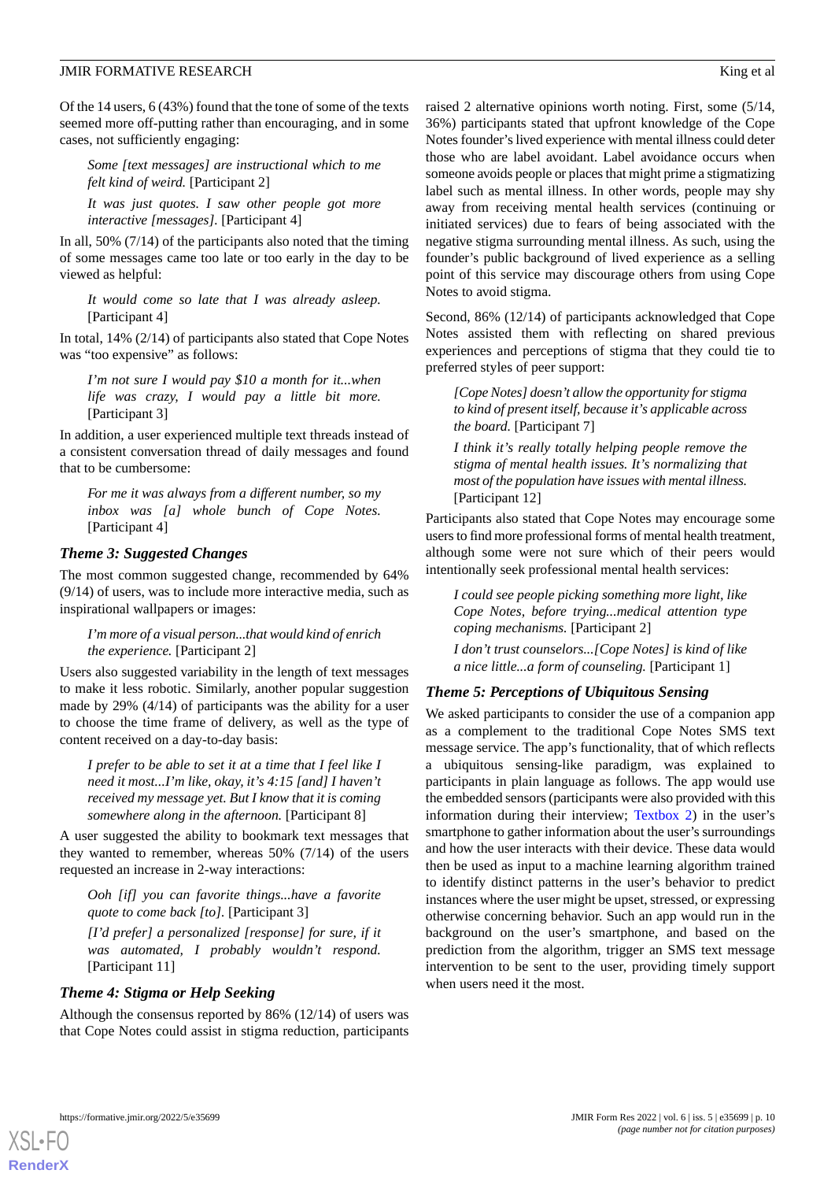Of the 14 users, 6 (43%) found that the tone of some of the texts seemed more off-putting rather than encouraging, and in some cases, not sufficiently engaging:

> *Some [text messages] are instructional which to me felt kind of weird.* [Participant 2]

> *It was just quotes. I saw other people got more interactive [messages].* [Participant 4]

In all, 50% (7/14) of the participants also noted that the timing of some messages came too late or too early in the day to be viewed as helpful:

> *It would come so late that I was already asleep.* [Participant 4]

In total, 14% (2/14) of participants also stated that Cope Notes was "too expensive" as follows:

> *I'm not sure I would pay $10 a month for it...when life was crazy, I would pay a little bit more.* [Participant 3]

In addition, a user experienced multiple text threads instead of a consistent conversation thread of daily messages and found that to be cumbersome:

> *For me it was always from a different number, so my inbox was [a] whole bunch of Cope Notes.* [Participant 4]

### *Theme 3: Suggested Changes*

The most common suggested change, recommended by 64% (9/14) of users, was to include more interactive media, such as inspirational wallpapers or images:

> *I'm more of a visual person...that would kind of enrich the experience.* [Participant 2]

Users also suggested variability in the length of text messages to make it less robotic. Similarly, another popular suggestion made by 29% (4/14) of participants was the ability for a user to choose the time frame of delivery, as well as the type of content received on a day-to-day basis:

> *I prefer to be able to set it at a time that I feel like I need it most...I'm like, okay, it's 4:15 [and] I haven't received my message yet. But I know that it is coming somewhere along in the afternoon.* [Participant 8]

A user suggested the ability to bookmark text messages that they wanted to remember, whereas 50% (7/14) of the users requested an increase in 2-way interactions:

> *Ooh [if] you can favorite things...have a favorite quote to come back [to].* [Participant 3]

> *[I'd prefer] a personalized [response] for sure, if it was automated, I probably wouldn't respond.* [Participant 11]

### *Theme 4: Stigma or Help Seeking*

Although the consensus reported by 86% (12/14) of users was that Cope Notes could assist in stigma reduction, participants raised 2 alternative opinions worth noting. First, some (5/14, 36%) participants stated that upfront knowledge of the Cope Notes founder's lived experience with mental illness could deter those who are label avoidant. Label avoidance occurs when someone avoids people or places that might prime a stigmatizing label such as mental illness. In other words, people may shy away from receiving mental health services (continuing or initiated services) due to fears of being associated with the negative stigma surrounding mental illness. As such, using the founder's public background of lived experience as a selling point of this service may discourage others from using Cope Notes to avoid stigma.

Second, 86% (12/14) of participants acknowledged that Cope Notes assisted them with reflecting on shared previous experiences and perceptions of stigma that they could tie to preferred styles of peer support:

> *[Cope Notes] doesn't allow the opportunity for stigma to kind of present itself, because it's applicable across the board.* [Participant 7]

> *I think it's really totally helping people remove the stigma of mental health issues. It's normalizing that most of the population have issues with mental illness.* [Participant 12]

Participants also stated that Cope Notes may encourage some users to find more professional forms of mental health treatment, although some were not sure which of their peers would intentionally seek professional mental health services:

> *I could see people picking something more light, like Cope Notes, before trying...medical attention type coping mechanisms.* [Participant 2]

> *I don't trust counselors...[Cope Notes] is kind of like a nice little...a form of counseling.* [Participant 1]

### *Theme 5: Perceptions of Ubiquitous Sensing*

We asked participants to consider the use of a companion app as a complement to the traditional Cope Notes SMS text message service. The app's functionality, that of which reflects a ubiquitous sensing-like paradigm, was explained to participants in plain language as follows. The app would use the embedded sensors (participants were also provided with this information during their interview; Textbox 2) in the user's smartphone to gather information about the user's surroundings and how the user interacts with their device. These data would then be used as input to a machine learning algorithm trained to identify distinct patterns in the user's behavior to predict instances where the user might be upset, stressed, or expressing otherwise concerning behavior. Such an app would run in the background on the user's smartphone, and based on the prediction from the algorithm, trigger an SMS text message intervention to be sent to the user, providing timely support when users need it the most.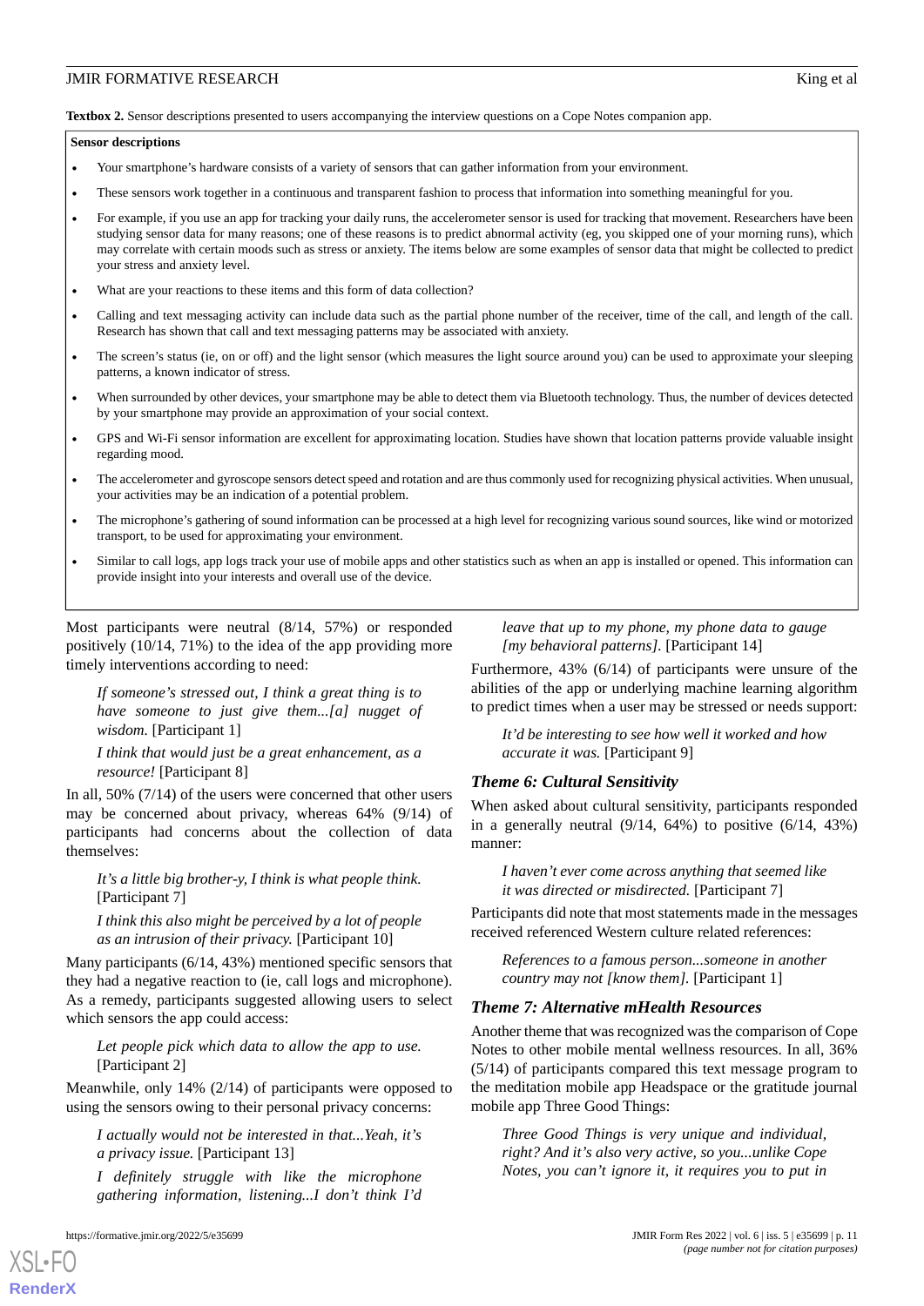**Textbox 2.** Sensor descriptions presented to users accompanying the interview questions on a Cope Notes companion app.

**Sensor descriptions**

- Your smartphone's hardware consists of a variety of sensors that can gather information from your environment.
- These sensors work together in a continuous and transparent fashion to process that information into something meaningful for you.
- For example, if you use an app for tracking your daily runs, the accelerometer sensor is used for tracking that movement. Researchers have been studying sensor data for many reasons; one of these reasons is to predict abnormal activity (eg, you skipped one of your morning runs), which may correlate with certain moods such as stress or anxiety. The items below are some examples of sensor data that might be collected to predict your stress and anxiety level.
- What are your reactions to these items and this form of data collection?
- Calling and text messaging activity can include data such as the partial phone number of the receiver, time of the call, and length of the call. Research has shown that call and text messaging patterns may be associated with anxiety.
- The screen's status (ie, on or off) and the light sensor (which measures the light source around you) can be used to approximate your sleeping patterns, a known indicator of stress.
- When surrounded by other devices, your smartphone may be able to detect them via Bluetooth technology. Thus, the number of devices detected by your smartphone may provide an approximation of your social context.
- GPS and Wi-Fi sensor information are excellent for approximating location. Studies have shown that location patterns provide valuable insight regarding mood.
- The accelerometer and gyroscope sensors detect speed and rotation and are thus commonly used for recognizing physical activities. When unusual, your activities may be an indication of a potential problem.
- The microphone's gathering of sound information can be processed at a high level for recognizing various sound sources, like wind or motorized transport, to be used for approximating your environment.
- Similar to call logs, app logs track your use of mobile apps and other statistics such as when an app is installed or opened. This information can provide insight into your interests and overall use of the device.

Most participants were neutral (8/14, 57%) or responded positively (10/14, 71%) to the idea of the app providing more timely interventions according to need:

> *If someone's stressed out, I think a great thing is to have someone to just give them...[a] nugget of wisdom.* [Participant 1]

> *I think that would just be a great enhancement, as a resource!* [Participant 8]

In all, 50% (7/14) of the users were concerned that other users may be concerned about privacy, whereas 64% (9/14) of participants had concerns about the collection of data themselves:

> *It's a little big brother-y, I think is what people think.* [Participant 7]

> *I think this also might be perceived by a lot of people as an intrusion of their privacy.* [Participant 10]

Many participants (6/14, 43%) mentioned specific sensors that they had a negative reaction to (ie, call logs and microphone). As a remedy, participants suggested allowing users to select which sensors the app could access:

> *Let people pick which data to allow the app to use.* [Participant 2]

Meanwhile, only 14% (2/14) of participants were opposed to using the sensors owing to their personal privacy concerns:

> *I actually would not be interested in that...Yeah, it's a privacy issue.* [Participant 13]

> *I definitely struggle with like the microphone gathering information, listening...I don't think I'd leave that up to my phone, my phone data to gauge [my behavioral patterns].* [Participant 14]

Furthermore, 43% (6/14) of participants were unsure of the abilities of the app or underlying machine learning algorithm to predict times when a user may be stressed or needs support:

> *It'd be interesting to see how well it worked and how accurate it was.* [Participant 9]

### Theme 6: Cultural Sensitivity

When asked about cultural sensitivity, participants responded in a generally neutral (9/14, 64%) to positive (6/14, 43%) manner:

> *I haven't ever come across anything that seemed like it was directed or misdirected.* [Participant 7]

Participants did note that most statements made in the messages received referenced Western culture related references:

> *References to a famous person...someone in another country may not [know them].* [Participant 1]

### Theme 7: Alternative mHealth Resources

Another theme that was recognized was the comparison of Cope Notes to other mobile mental wellness resources. In all, 36% (5/14) of participants compared this text message program to the meditation mobile app Headspace or the gratitude journal mobile app Three Good Things:

> *Three Good Things is very unique and individual, right? And it's also very active, so you...unlike Cope Notes, you can't ignore it, it requires you to put in*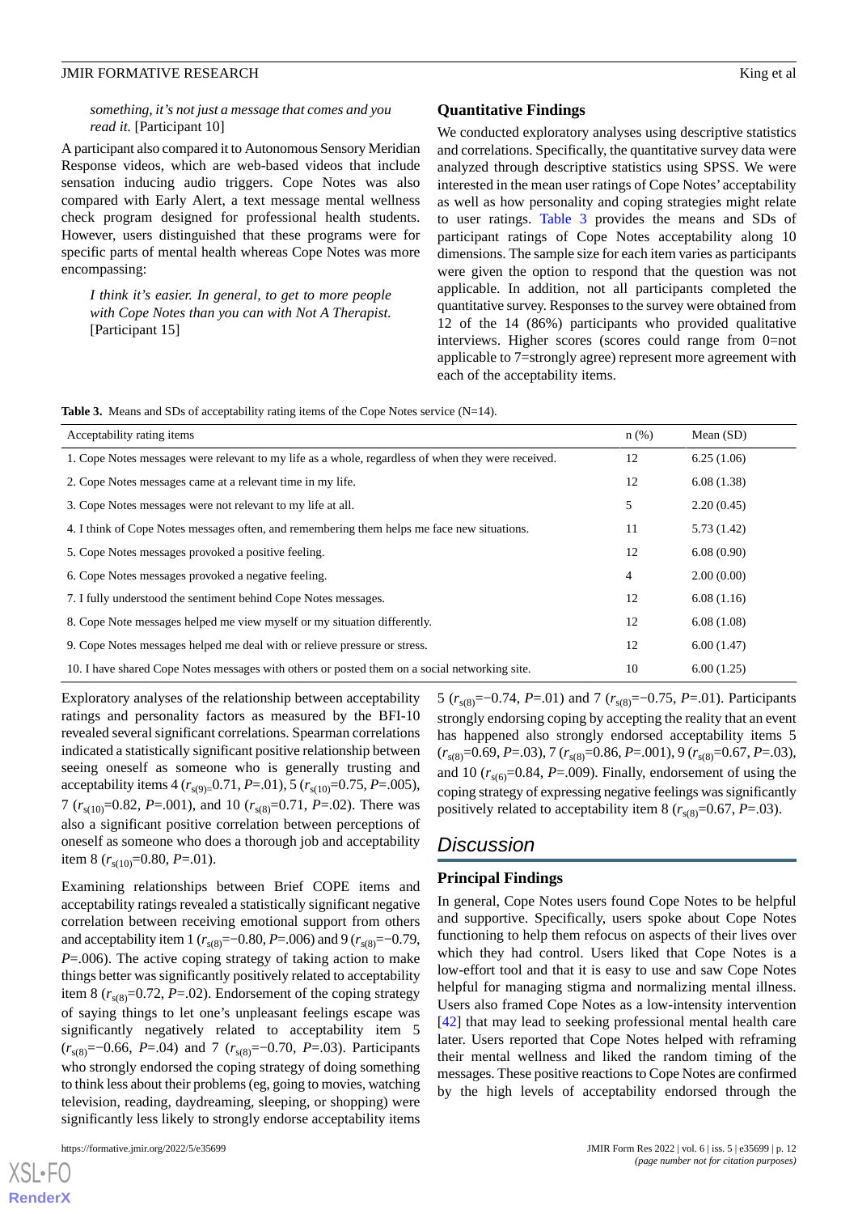*something, it's not just a message that comes and you read it.* [Participant 10]

A participant also compared it to Autonomous Sensory Meridian Response videos, which are web-based videos that include sensation inducing audio triggers. Cope Notes was also compared with Early Alert, a text message mental wellness check program designed for professional health students. However, users distinguished that these programs were for specific parts of mental health whereas Cope Notes was more encompassing:

> *I think it's easier. In general, to get to more people with Cope Notes than you can with Not A Therapist.* [Participant 15]

### Quantitative Findings

We conducted exploratory analyses using descriptive statistics and correlations. Specifically, the quantitative survey data were analyzed through descriptive statistics using SPSS. We were interested in the mean user ratings of Cope Notes' acceptability as well as how personality and coping strategies might relate to user ratings. Table 3 provides the means and SDs of participant ratings of Cope Notes acceptability along 10 dimensions. The sample size for each item varies as participants were given the option to respond that the question was not applicable. In addition, not all participants completed the quantitative survey. Responses to the survey were obtained from 12 of the 14 (86%) participants who provided qualitative interviews. Higher scores (scores could range from 0=not applicable to 7=strongly agree) represent more agreement with each of the acceptability items.

**Table 3.** Means and SDs of acceptability rating items of the Cope Notes service (N=14).

| Acceptability rating items | n (%) | Mean (SD) |
|---|---|---|
| 1. Cope Notes messages were relevant to my life as a whole, regardless of when they were received. | 12 | 6.25 (1.06) |
| 2. Cope Notes messages came at a relevant time in my life. | 12 | 6.08 (1.38) |
| 3. Cope Notes messages were not relevant to my life at all. | 5 | 2.20 (0.45) |
| 4. I think of Cope Notes messages often, and remembering them helps me face new situations. | 11 | 5.73 (1.42) |
| 5. Cope Notes messages provoked a positive feeling. | 12 | 6.08 (0.90) |
| 6. Cope Notes messages provoked a negative feeling. | 4 | 2.00 (0.00) |
| 7. I fully understood the sentiment behind Cope Notes messages. | 12 | 6.08 (1.16) |
| 8. Cope Note messages helped me view myself or my situation differently. | 12 | 6.08 (1.08) |
| 9. Cope Notes messages helped me deal with or relieve pressure or stress. | 12 | 6.00 (1.47) |
| 10. I have shared Cope Notes messages with others or posted them on a social networking site. | 10 | 6.00 (1.25) |

Exploratory analyses of the relationship between acceptability ratings and personality factors as measured by the BFI-10 revealed several significant correlations. Spearman correlations indicated a statistically significant positive relationship between seeing oneself as someone who is generally trusting and acceptability items 4 ($r_{s(9)}$=0.71, *P*=.01), 5 ($r_{s(10)}$=0.75, *P*=.005), 7 ($r_{s(10)}$=0.82, *P*=.001), and 10 ($r_{s(8)}$=0.71, *P*=.02). There was also a significant positive correlation between perceptions of oneself as someone who does a thorough job and acceptability item 8 ($r_{s(10)}$=0.80, *P*=.01).

Examining relationships between Brief COPE items and acceptability ratings revealed a statistically significant negative correlation between receiving emotional support from others and acceptability item 1 ($r_{s(8)}$=−0.80, *P*=.006) and 9 ($r_{s(8)}$=−0.79, *P*=.006). The active coping strategy of taking action to make things better was significantly positively related to acceptability item 8 ($r_{s(8)}$=0.72, *P*=.02). Endorsement of the coping strategy of saying things to let one's unpleasant feelings escape was significantly negatively related to acceptability item 5 ($r_{s(8)}$=−0.66, *P*=.04) and 7 ($r_{s(8)}$=−0.70, *P*=.03). Participants who strongly endorsed the coping strategy of doing something to think less about their problems (eg, going to movies, watching television, reading, daydreaming, sleeping, or shopping) were significantly less likely to strongly endorse acceptability items 5 ($r_{s(8)}$=−0.74, *P*=.01) and 7 ($r_{s(8)}$=−0.75, *P*=.01). Participants strongly endorsing coping by accepting the reality that an event has happened also strongly endorsed acceptability items 5 ($r_{s(8)}$=0.69, *P*=.03), 7 ($r_{s(8)}$=0.86, *P*=.001), 9 ($r_{s(8)}$=0.67, *P*=.03), and 10 ($r_{s(6)}$=0.84, *P*=.009). Finally, endorsement of using the coping strategy of expressing negative feelings was significantly positively related to acceptability item 8 ($r_{s(8)}$=0.67, *P*=.03).

## Discussion

### Principal Findings

In general, Cope Notes users found Cope Notes to be helpful and supportive. Specifically, users spoke about Cope Notes functioning to help them refocus on aspects of their lives over which they had control. Users liked that Cope Notes is a low-effort tool and that it is easy to use and saw Cope Notes helpful for managing stigma and normalizing mental illness. Users also framed Cope Notes as a low-intensity intervention [42] that may lead to seeking professional mental health care later. Users reported that Cope Notes helped with reframing their mental wellness and liked the random timing of the messages. These positive reactions to Cope Notes are confirmed by the high levels of acceptability endorsed through the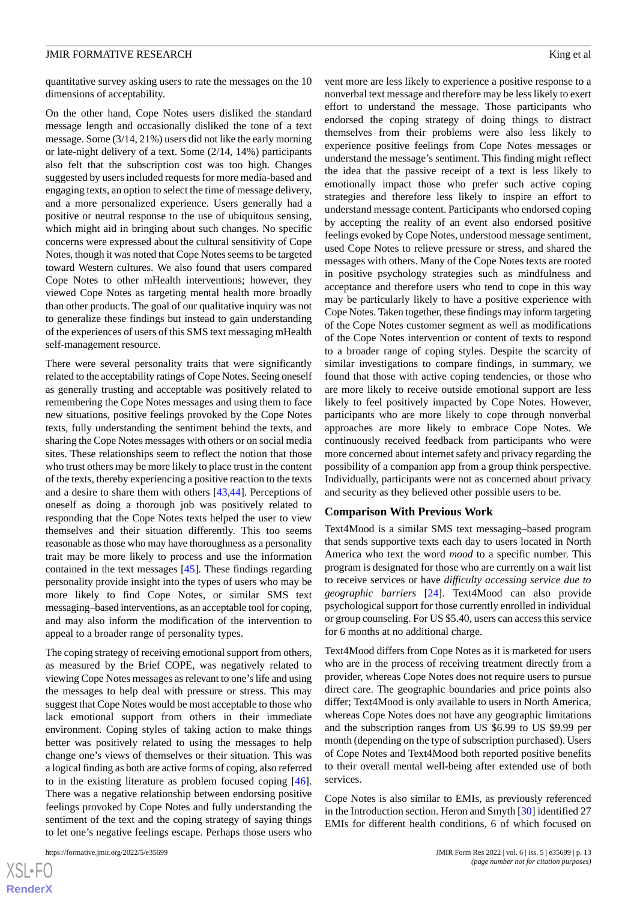quantitative survey asking users to rate the messages on the 10 dimensions of acceptability.

On the other hand, Cope Notes users disliked the standard message length and occasionally disliked the tone of a text message. Some (3/14, 21%) users did not like the early morning or late-night delivery of a text. Some (2/14, 14%) participants also felt that the subscription cost was too high. Changes suggested by users included requests for more media-based and engaging texts, an option to select the time of message delivery, and a more personalized experience. Users generally had a positive or neutral response to the use of ubiquitous sensing, which might aid in bringing about such changes. No specific concerns were expressed about the cultural sensitivity of Cope Notes, though it was noted that Cope Notes seems to be targeted toward Western cultures. We also found that users compared Cope Notes to other mHealth interventions; however, they viewed Cope Notes as targeting mental health more broadly than other products. The goal of our qualitative inquiry was not to generalize these findings but instead to gain understanding of the experiences of users of this SMS text messaging mHealth self-management resource.

There were several personality traits that were significantly related to the acceptability ratings of Cope Notes. Seeing oneself as generally trusting and acceptable was positively related to remembering the Cope Notes messages and using them to face new situations, positive feelings provoked by the Cope Notes texts, fully understanding the sentiment behind the texts, and sharing the Cope Notes messages with others or on social media sites. These relationships seem to reflect the notion that those who trust others may be more likely to place trust in the content of the texts, thereby experiencing a positive reaction to the texts and a desire to share them with others [43,44]. Perceptions of oneself as doing a thorough job was positively related to responding that the Cope Notes texts helped the user to view themselves and their situation differently. This too seems reasonable as those who may have thoroughness as a personality trait may be more likely to process and use the information contained in the text messages [45]. These findings regarding personality provide insight into the types of users who may be more likely to find Cope Notes, or similar SMS text messaging–based interventions, as an acceptable tool for coping, and may also inform the modification of the intervention to appeal to a broader range of personality types.

The coping strategy of receiving emotional support from others, as measured by the Brief COPE, was negatively related to viewing Cope Notes messages as relevant to one's life and using the messages to help deal with pressure or stress. This may suggest that Cope Notes would be most acceptable to those who lack emotional support from others in their immediate environment. Coping styles of taking action to make things better was positively related to using the messages to help change one's views of themselves or their situation. This was a logical finding as both are active forms of coping, also referred to in the existing literature as problem focused coping [46]. There was a negative relationship between endorsing positive feelings provoked by Cope Notes and fully understanding the sentiment of the text and the coping strategy of saying things to let one's negative feelings escape. Perhaps those users who vent more are less likely to experience a positive response to a nonverbal text message and therefore may be less likely to exert effort to understand the message. Those participants who endorsed the coping strategy of doing things to distract themselves from their problems were also less likely to experience positive feelings from Cope Notes messages or understand the message's sentiment. This finding might reflect the idea that the passive receipt of a text is less likely to emotionally impact those who prefer such active coping strategies and therefore less likely to inspire an effort to understand message content. Participants who endorsed coping by accepting the reality of an event also endorsed positive feelings evoked by Cope Notes, understood message sentiment, used Cope Notes to relieve pressure or stress, and shared the messages with others. Many of the Cope Notes texts are rooted in positive psychology strategies such as mindfulness and acceptance and therefore users who tend to cope in this way may be particularly likely to have a positive experience with Cope Notes. Taken together, these findings may inform targeting of the Cope Notes customer segment as well as modifications of the Cope Notes intervention or content of texts to respond to a broader range of coping styles. Despite the scarcity of similar investigations to compare findings, in summary, we found that those with active coping tendencies, or those who are more likely to receive outside emotional support are less likely to feel positively impacted by Cope Notes. However, participants who are more likely to cope through nonverbal approaches are more likely to embrace Cope Notes. We continuously received feedback from participants who were more concerned about internet safety and privacy regarding the possibility of a companion app from a group think perspective. Individually, participants were not as concerned about privacy and security as they believed other possible users to be.

## Comparison With Previous Work

Text4Mood is a similar SMS text messaging–based program that sends supportive texts each day to users located in North America who text the word *mood* to a specific number. This program is designated for those who are currently on a wait list to receive services or have *difficulty accessing service due to geographic barriers* [24]. Text4Mood can also provide psychological support for those currently enrolled in individual or group counseling. For US $5.40, users can access this service for 6 months at no additional charge.

Text4Mood differs from Cope Notes as it is marketed for users who are in the process of receiving treatment directly from a provider, whereas Cope Notes does not require users to pursue direct care. The geographic boundaries and price points also differ; Text4Mood is only available to users in North America, whereas Cope Notes does not have any geographic limitations and the subscription ranges from US $6.99 to US $9.99 per month (depending on the type of subscription purchased). Users of Cope Notes and Text4Mood both reported positive benefits to their overall mental well-being after extended use of both services.

Cope Notes is also similar to EMIs, as previously referenced in the Introduction section. Heron and Smyth [30] identified 27 EMIs for different health conditions, 6 of which focused on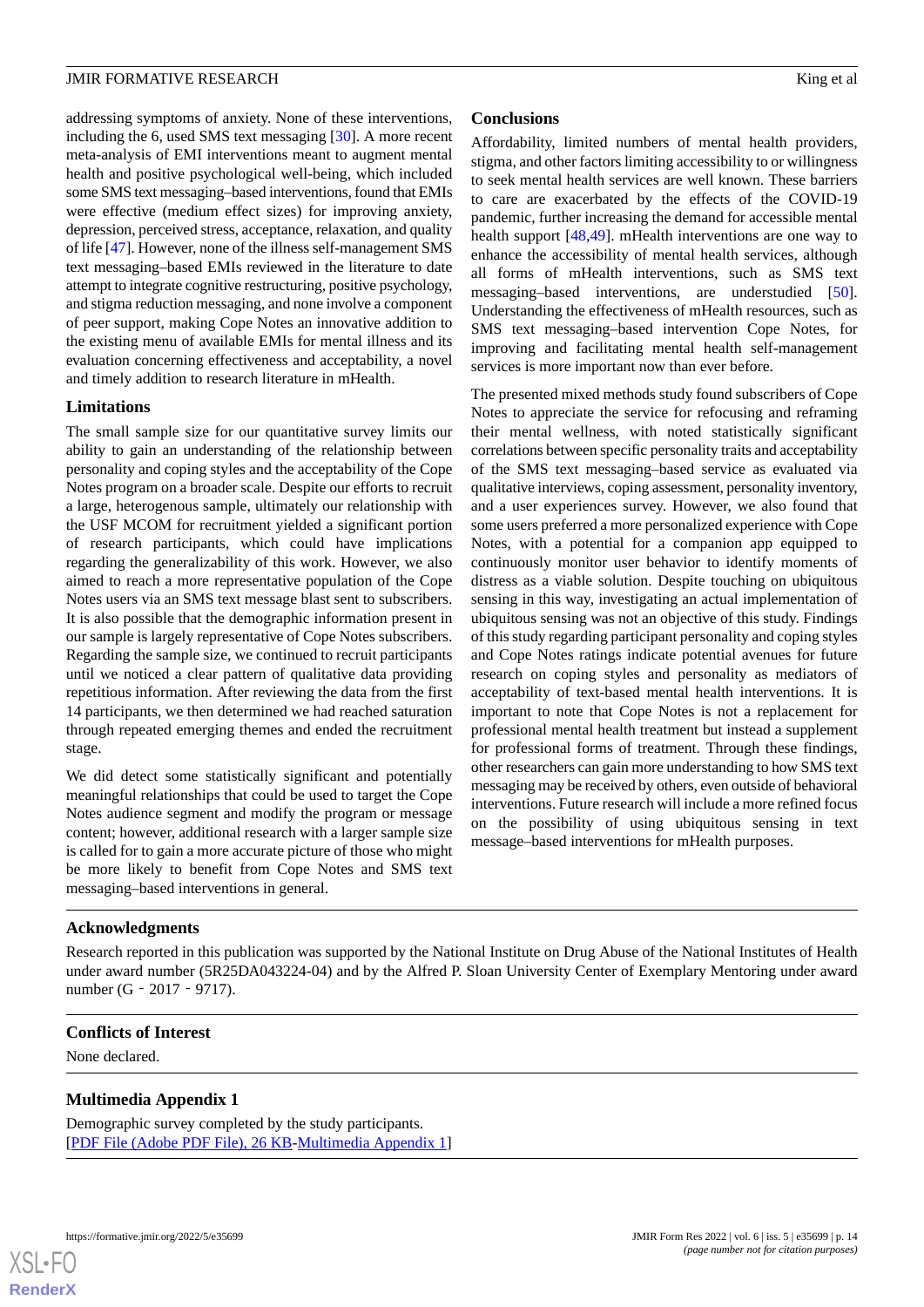addressing symptoms of anxiety. None of these interventions, including the 6, used SMS text messaging [30]. A more recent meta-analysis of EMI interventions meant to augment mental health and positive psychological well-being, which included some SMS text messaging–based interventions, found that EMIs were effective (medium effect sizes) for improving anxiety, depression, perceived stress, acceptance, relaxation, and quality of life [47]. However, none of the illness self-management SMS text messaging–based EMIs reviewed in the literature to date attempt to integrate cognitive restructuring, positive psychology, and stigma reduction messaging, and none involve a component of peer support, making Cope Notes an innovative addition to the existing menu of available EMIs for mental illness and its evaluation concerning effectiveness and acceptability, a novel and timely addition to research literature in mHealth.

### Limitations

The small sample size for our quantitative survey limits our ability to gain an understanding of the relationship between personality and coping styles and the acceptability of the Cope Notes program on a broader scale. Despite our efforts to recruit a large, heterogenous sample, ultimately our relationship with the USF MCOM for recruitment yielded a significant portion of research participants, which could have implications regarding the generalizability of this work. However, we also aimed to reach a more representative population of the Cope Notes users via an SMS text message blast sent to subscribers. It is also possible that the demographic information present in our sample is largely representative of Cope Notes subscribers. Regarding the sample size, we continued to recruit participants until we noticed a clear pattern of qualitative data providing repetitious information. After reviewing the data from the first 14 participants, we then determined we had reached saturation through repeated emerging themes and ended the recruitment stage.

We did detect some statistically significant and potentially meaningful relationships that could be used to target the Cope Notes audience segment and modify the program or message content; however, additional research with a larger sample size is called for to gain a more accurate picture of those who might be more likely to benefit from Cope Notes and SMS text messaging–based interventions in general.

### Conclusions

Affordability, limited numbers of mental health providers, stigma, and other factors limiting accessibility to or willingness to seek mental health services are well known. These barriers to care are exacerbated by the effects of the COVID-19 pandemic, further increasing the demand for accessible mental health support [48,49]. mHealth interventions are one way to enhance the accessibility of mental health services, although all forms of mHealth interventions, such as SMS text messaging–based interventions, are understudied [50]. Understanding the effectiveness of mHealth resources, such as SMS text messaging–based intervention Cope Notes, for improving and facilitating mental health self-management services is more important now than ever before.

The presented mixed methods study found subscribers of Cope Notes to appreciate the service for refocusing and reframing their mental wellness, with noted statistically significant correlations between specific personality traits and acceptability of the SMS text messaging–based service as evaluated via qualitative interviews, coping assessment, personality inventory, and a user experiences survey. However, we also found that some users preferred a more personalized experience with Cope Notes, with a potential for a companion app equipped to continuously monitor user behavior to identify moments of distress as a viable solution. Despite touching on ubiquitous sensing in this way, investigating an actual implementation of ubiquitous sensing was not an objective of this study. Findings of this study regarding participant personality and coping styles and Cope Notes ratings indicate potential avenues for future research on coping styles and personality as mediators of acceptability of text-based mental health interventions. It is important to note that Cope Notes is not a replacement for professional mental health treatment but instead a supplement for professional forms of treatment. Through these findings, other researchers can gain more understanding to how SMS text messaging may be received by others, even outside of behavioral interventions. Future research will include a more refined focus on the possibility of using ubiquitous sensing in text message–based interventions for mHealth purposes.

## Acknowledgments

Research reported in this publication was supported by the National Institute on Drug Abuse of the National Institutes of Health under award number (5R25DA043224-04) and by the Alfred P. Sloan University Center of Exemplary Mentoring under award number (G‐2017‐9717).

## Conflicts of Interest

None declared.

## Multimedia Appendix 1

Demographic survey completed by the study participants.
[PDF File (Adobe PDF File), 26 KB-Multimedia Appendix 1]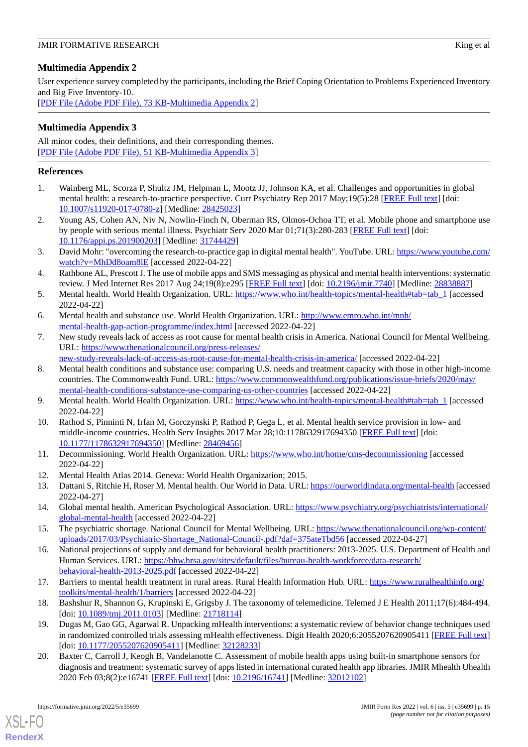## Multimedia Appendix 2

User experience survey completed by the participants, including the Brief Coping Orientation to Problems Experienced Inventory and Big Five Inventory-10.

[PDF File (Adobe PDF File), 73 KB-Multimedia Appendix 2]

## Multimedia Appendix 3

All minor codes, their definitions, and their corresponding themes.

[PDF File (Adobe PDF File), 51 KB-Multimedia Appendix 3]

## References

1. Wainberg ML, Scorza P, Shultz JM, Helpman L, Mootz JJ, Johnson KA, et al. Challenges and opportunities in global mental health: a research-to-practice perspective. Curr Psychiatry Rep 2017 May;19(5):28 [FREE Full text] [doi: 10.1007/s11920-017-0780-z] [Medline: 28425023]
2. Young AS, Cohen AN, Niv N, Nowlin-Finch N, Oberman RS, Olmos-Ochoa TT, et al. Mobile phone and smartphone use by people with serious mental illness. Psychiatr Serv 2020 Mar 01;71(3):280-283 [FREE Full text] [doi: 10.1176/appi.ps.201900203] [Medline: 31744429]
3. David Mohr: "overcoming the research-to-practice gap in digital mental health". YouTube. URL: https://www.youtube.com/watch?v=MhDd8oam8lE [accessed 2022-04-22]
4. Rathbone AL, Prescott J. The use of mobile apps and SMS messaging as physical and mental health interventions: systematic review. J Med Internet Res 2017 Aug 24;19(8):e295 [FREE Full text] [doi: 10.2196/jmir.7740] [Medline: 28838887]
5. Mental health. World Health Organization. URL: https://www.who.int/health-topics/mental-health#tab=tab_1 [accessed 2022-04-22]
6. Mental health and substance use. World Health Organization. URL: http://www.emro.who.int/mnh/mental-health-gap-action-programme/index.html [accessed 2022-04-22]
7. New study reveals lack of access as root cause for mental health crisis in America. National Council for Mental Wellbeing. URL: https://www.thenationalcouncil.org/press-releases/new-study-reveals-lack-of-access-as-root-cause-for-mental-health-crisis-in-america/ [accessed 2022-04-22]
8. Mental health conditions and substance use: comparing U.S. needs and treatment capacity with those in other high-income countries. The Commonwealth Fund. URL: https://www.commonwealthfund.org/publications/issue-briefs/2020/may/mental-health-conditions-substance-use-comparing-us-other-countries [accessed 2022-04-22]
9. Mental health. World Health Organization. URL: https://www.who.int/health-topics/mental-health#tab=tab_1 [accessed 2022-04-22]
10. Rathod S, Pinninti N, Irfan M, Gorczynski P, Rathod P, Gega L, et al. Mental health service provision in low- and middle-income countries. Health Serv Insights 2017 Mar 28;10:1178632917694350 [FREE Full text] [doi: 10.1177/1178632917694350] [Medline: 28469456]
11. Decommissioning. World Health Organization. URL: https://www.who.int/home/cms-decommissioning [accessed 2022-04-22]
12. Mental Health Atlas 2014. Geneva: World Health Organization; 2015.
13. Dattani S, Ritchie H, Roser M. Mental health. Our World in Data. URL: https://ourworldindata.org/mental-health [accessed 2022-04-27]
14. Global mental health. American Psychological Association. URL: https://www.psychiatry.org/psychiatrists/international/global-mental-health [accessed 2022-04-22]
15. The psychiatric shortage. National Council for Mental Wellbeing. URL: https://www.thenationalcouncil.org/wp-content/uploads/2017/03/Psychiatric-Shortage_National-Council-.pdf?daf=375ateTbd56 [accessed 2022-04-27]
16. National projections of supply and demand for behavioral health practitioners: 2013-2025. U.S. Department of Health and Human Services. URL: https://bhw.hrsa.gov/sites/default/files/bureau-health-workforce/data-research/behavioral-health-2013-2025.pdf [accessed 2022-04-22]
17. Barriers to mental health treatment in rural areas. Rural Health Information Hub. URL: https://www.ruralhealthinfo.org/toolkits/mental-health/1/barriers [accessed 2022-04-22]
18. Bashshur R, Shannon G, Krupinski E, Grigsby J. The taxonomy of telemedicine. Telemed J E Health 2011;17(6):484-494. [doi: 10.1089/tmj.2011.0103] [Medline: 21718114]
19. Dugas M, Gao GG, Agarwal R. Unpacking mHealth interventions: a systematic review of behavior change techniques used in randomized controlled trials assessing mHealth effectiveness. Digit Health 2020;6:2055207620905411 [FREE Full text] [doi: 10.1177/2055207620905411] [Medline: 32128233]
20. Baxter C, Carroll J, Keogh B, Vandelanotte C. Assessment of mobile health apps using built-in smartphone sensors for diagnosis and treatment: systematic survey of apps listed in international curated health app libraries. JMIR Mhealth Uhealth 2020 Feb 03;8(2):e16741 [FREE Full text] [doi: 10.2196/16741] [Medline: 32012102]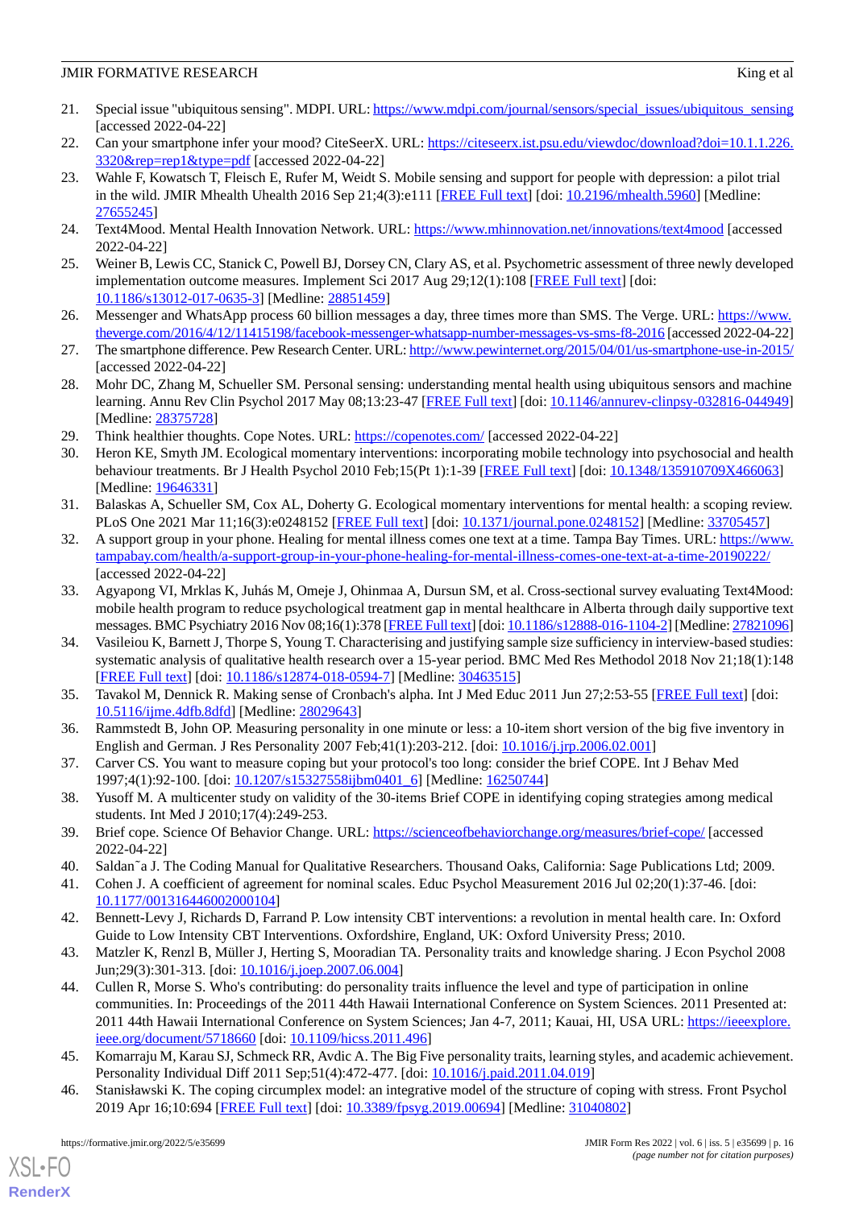21. Special issue "ubiquitous sensing". MDPI. URL: https://www.mdpi.com/journal/sensors/special_issues/ubiquitous_sensing [accessed 2022-04-22]
22. Can your smartphone infer your mood? CiteSeerX. URL: https://citeseerx.ist.psu.edu/viewdoc/download?doi=10.1.1.226.3320&rep=rep1&type=pdf [accessed 2022-04-22]
23. Wahle F, Kowatsch T, Fleisch E, Rufer M, Weidt S. Mobile sensing and support for people with depression: a pilot trial in the wild. JMIR Mhealth Uhealth 2016 Sep 21;4(3):e111 [FREE Full text] [doi: 10.2196/mhealth.5960] [Medline: 27655245]
24. Text4Mood. Mental Health Innovation Network. URL: https://www.mhinnovation.net/innovations/text4mood [accessed 2022-04-22]
25. Weiner B, Lewis CC, Stanick C, Powell BJ, Dorsey CN, Clary AS, et al. Psychometric assessment of three newly developed implementation outcome measures. Implement Sci 2017 Aug 29;12(1):108 [FREE Full text] [doi: 10.1186/s13012-017-0635-3] [Medline: 28851459]
26. Messenger and WhatsApp process 60 billion messages a day, three times more than SMS. The Verge. URL: https://www.theverge.com/2016/4/12/11415198/facebook-messenger-whatsapp-number-messages-vs-sms-f8-2016 [accessed 2022-04-22]
27. The smartphone difference. Pew Research Center. URL: http://www.pewinternet.org/2015/04/01/us-smartphone-use-in-2015/ [accessed 2022-04-22]
28. Mohr DC, Zhang M, Schueller SM. Personal sensing: understanding mental health using ubiquitous sensors and machine learning. Annu Rev Clin Psychol 2017 May 08;13:23-47 [FREE Full text] [doi: 10.1146/annurev-clinpsy-032816-044949] [Medline: 28375728]
29. Think healthier thoughts. Cope Notes. URL: https://copenotes.com/ [accessed 2022-04-22]
30. Heron KE, Smyth JM. Ecological momentary interventions: incorporating mobile technology into psychosocial and health behaviour treatments. Br J Health Psychol 2010 Feb;15(Pt 1):1-39 [FREE Full text] [doi: 10.1348/135910709X466063] [Medline: 19646331]
31. Balaskas A, Schueller SM, Cox AL, Doherty G. Ecological momentary interventions for mental health: a scoping review. PLoS One 2021 Mar 11;16(3):e0248152 [FREE Full text] [doi: 10.1371/journal.pone.0248152] [Medline: 33705457]
32. A support group in your phone. Healing for mental illness comes one text at a time. Tampa Bay Times. URL: https://www.tampabay.com/health/a-support-group-in-your-phone-healing-for-mental-illness-comes-one-text-at-a-time-20190222/ [accessed 2022-04-22]
33. Agyapong VI, Mrklas K, Juhás M, Omeje J, Ohinmaa A, Dursun SM, et al. Cross-sectional survey evaluating Text4Mood: mobile health program to reduce psychological treatment gap in mental healthcare in Alberta through daily supportive text messages. BMC Psychiatry 2016 Nov 08;16(1):378 [FREE Full text] [doi: 10.1186/s12888-016-1104-2] [Medline: 27821096]
34. Vasileiou K, Barnett J, Thorpe S, Young T. Characterising and justifying sample size sufficiency in interview-based studies: systematic analysis of qualitative health research over a 15-year period. BMC Med Res Methodol 2018 Nov 21;18(1):148 [FREE Full text] [doi: 10.1186/s12874-018-0594-7] [Medline: 30463515]
35. Tavakol M, Dennick R. Making sense of Cronbach's alpha. Int J Med Educ 2011 Jun 27;2:53-55 [FREE Full text] [doi: 10.5116/ijme.4dfb.8dfd] [Medline: 28029643]
36. Rammstedt B, John OP. Measuring personality in one minute or less: a 10-item short version of the big five inventory in English and German. J Res Personality 2007 Feb;41(1):203-212. [doi: 10.1016/j.jrp.2006.02.001]
37. Carver CS. You want to measure coping but your protocol's too long: consider the brief COPE. Int J Behav Med 1997;4(1):92-100. [doi: 10.1207/s15327558ijbm0401_6] [Medline: 16250744]
38. Yusoff M. A multicenter study on validity of the 30-items Brief COPE in identifying coping strategies among medical students. Int Med J 2010;17(4):249-253.
39. Brief cope. Science Of Behavior Change. URL: https://scienceofbehaviorchange.org/measures/brief-cope/ [accessed 2022-04-22]
40. Saldan˜a J. The Coding Manual for Qualitative Researchers. Thousand Oaks, California: Sage Publications Ltd; 2009.
41. Cohen J. A coefficient of agreement for nominal scales. Educ Psychol Measurement 2016 Jul 02;20(1):37-46. [doi: 10.1177/001316446002000104]
42. Bennett-Levy J, Richards D, Farrand P. Low intensity CBT interventions: a revolution in mental health care. In: Oxford Guide to Low Intensity CBT Interventions. Oxfordshire, England, UK: Oxford University Press; 2010.
43. Matzler K, Renzl B, Müller J, Herting S, Mooradian TA. Personality traits and knowledge sharing. J Econ Psychol 2008 Jun;29(3):301-313. [doi: 10.1016/j.joep.2007.06.004]
44. Cullen R, Morse S. Who's contributing: do personality traits influence the level and type of participation in online communities. In: Proceedings of the 2011 44th Hawaii International Conference on System Sciences. 2011 Presented at: 2011 44th Hawaii International Conference on System Sciences; Jan 4-7, 2011; Kauai, HI, USA URL: https://ieeexplore.ieee.org/document/5718660 [doi: 10.1109/hicss.2011.496]
45. Komarraju M, Karau SJ, Schmeck RR, Avdic A. The Big Five personality traits, learning styles, and academic achievement. Personality Individual Diff 2011 Sep;51(4):472-477. [doi: 10.1016/j.paid.2011.04.019]
46. Stanisławski K. The coping circumplex model: an integrative model of the structure of coping with stress. Front Psychol 2019 Apr 16;10:694 [FREE Full text] [doi: 10.3389/fpsyg.2019.00694] [Medline: 31040802]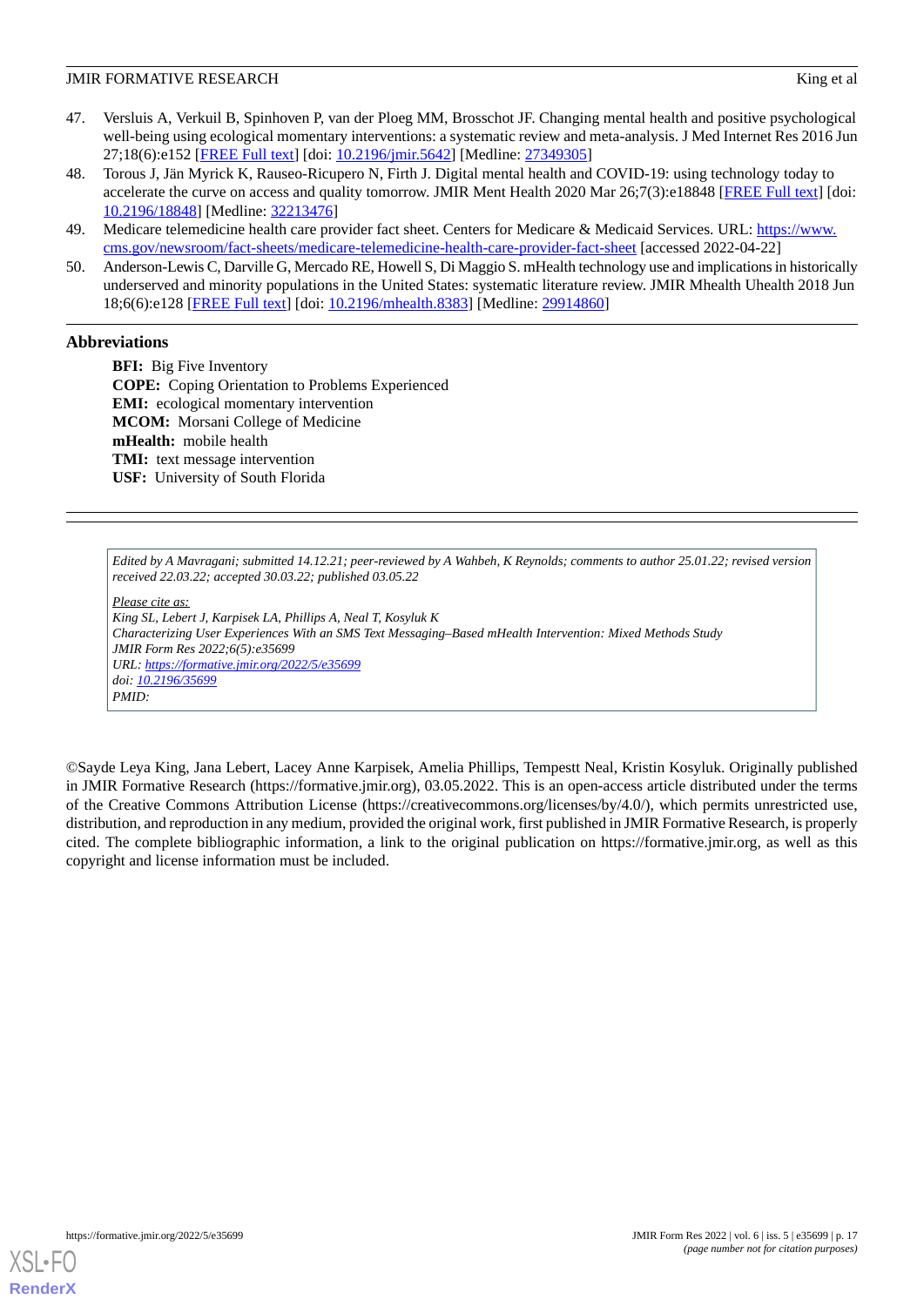47. Versluis A, Verkuil B, Spinhoven P, van der Ploeg MM, Brosschot JF. Changing mental health and positive psychological well-being using ecological momentary interventions: a systematic review and meta-analysis. J Med Internet Res 2016 Jun 27;18(6):e152 [FREE Full text] [doi: 10.2196/jmir.5642] [Medline: 27349305]
48. Torous J, Jän Myrick K, Rauseo-Ricupero N, Firth J. Digital mental health and COVID-19: using technology today to accelerate the curve on access and quality tomorrow. JMIR Ment Health 2020 Mar 26;7(3):e18848 [FREE Full text] [doi: 10.2196/18848] [Medline: 32213476]
49. Medicare telemedicine health care provider fact sheet. Centers for Medicare & Medicaid Services. URL: https://www.cms.gov/newsroom/fact-sheets/medicare-telemedicine-health-care-provider-fact-sheet [accessed 2022-04-22]
50. Anderson-Lewis C, Darville G, Mercado RE, Howell S, Di Maggio S. mHealth technology use and implications in historically underserved and minority populations in the United States: systematic literature review. JMIR Mhealth Uhealth 2018 Jun 18;6(6):e128 [FREE Full text] [doi: 10.2196/mhealth.8383] [Medline: 29914860]

## Abbreviations

**BFI:** Big Five Inventory
**COPE:** Coping Orientation to Problems Experienced
**EMI:** ecological momentary intervention
**MCOM:** Morsani College of Medicine
**mHealth:** mobile health
**TMI:** text message intervention
**USF:** University of South Florida

*Edited by A Mavragani; submitted 14.12.21; peer-reviewed by A Wahbeh, K Reynolds; comments to author 25.01.22; revised version received 22.03.22; accepted 30.03.22; published 03.05.22*

*Please cite as:*
*King SL, Lebert J, Karpisek LA, Phillips A, Neal T, Kosyluk K*
*Characterizing User Experiences With an SMS Text Messaging–Based mHealth Intervention: Mixed Methods Study*
*JMIR Form Res 2022;6(5):e35699*
*URL: https://formative.jmir.org/2022/5/e35699*
*doi: 10.2196/35699*
*PMID:*

©Sayde Leya King, Jana Lebert, Lacey Anne Karpisek, Amelia Phillips, Tempestt Neal, Kristin Kosyluk. Originally published in JMIR Formative Research (https://formative.jmir.org), 03.05.2022. This is an open-access article distributed under the terms of the Creative Commons Attribution License (https://creativecommons.org/licenses/by/4.0/), which permits unrestricted use, distribution, and reproduction in any medium, provided the original work, first published in JMIR Formative Research, is properly cited. The complete bibliographic information, a link to the original publication on https://formative.jmir.org, as well as this copyright and license information must be included.